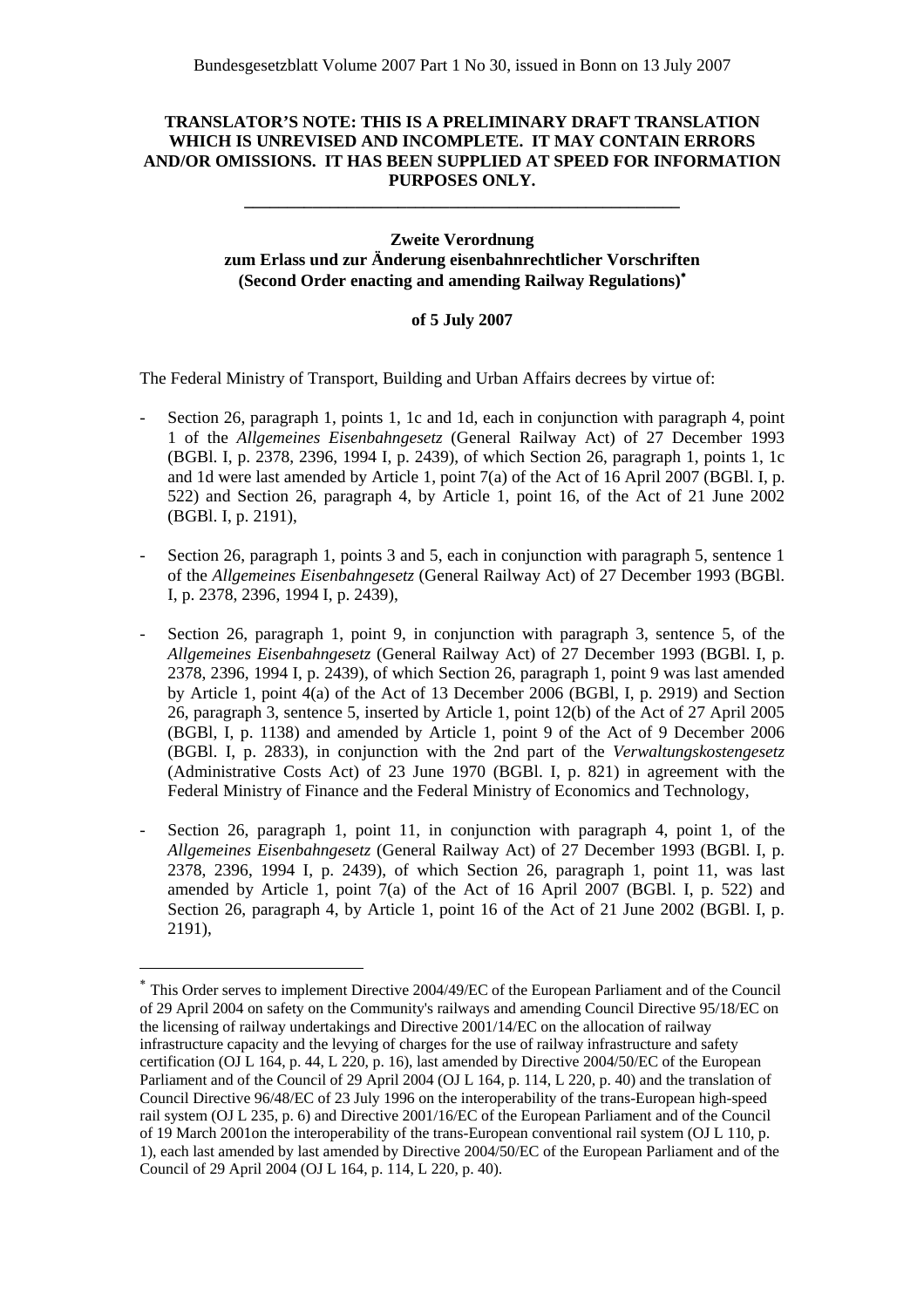**TRANSLATOR'S NOTE: THIS IS A PRELIMINARY DRAFT TRANSLATION WHICH IS UNREVISED AND INCOMPLETE. IT MAY CONTAIN ERRORS AND/OR OMISSIONS. IT HAS BEEN SUPPLIED AT SPEED FOR INFORMATION PURPOSES ONLY.**

---

**Zweite Verordnung zum Erlass und zur Änderung eisenbahnrechtlicher Vorschriften (Second Order enacting and amending Railway Regulations)[*]**

**of 5 July 2007**

The Federal Ministry of Transport, Building and Urban Affairs decrees by virtue of:

- Section 26, paragraph 1, points 1, 1c and 1d, each in conjunction with paragraph 4, point 1 of the *Allgemeines Eisenbahngesetz* (General Railway Act) of 27 December 1993 (BGBl. I, p. 2378, 2396, 1994 I, p. 2439), of which Section 26, paragraph 1, points 1, 1c and 1d were last amended by Article 1, point 7(a) of the Act of 16 April 2007 (BGBl. I, p. 522) and Section 26, paragraph 4, by Article 1, point 16, of the Act of 21 June 2002 (BGBl. I, p. 2191),

- Section 26, paragraph 1, points 3 and 5, each in conjunction with paragraph 5, sentence 1 of the *Allgemeines Eisenbahngesetz* (General Railway Act) of 27 December 1993 (BGBl. I, p. 2378, 2396, 1994 I, p. 2439),

- Section 26, paragraph 1, point 9, in conjunction with paragraph 3, sentence 5, of the *Allgemeines Eisenbahngesetz* (General Railway Act) of 27 December 1993 (BGBl. I, p. 2378, 2396, 1994 I, p. 2439), of which Section 26, paragraph 1, point 9 was last amended by Article 1, point 4(a) of the Act of 13 December 2006 (BGBl, I, p. 2919) and Section 26, paragraph 3, sentence 5, inserted by Article 1, point 12(b) of the Act of 27 April 2005 (BGBl, I, p. 1138) and amended by Article 1, point 9 of the Act of 9 December 2006 (BGBl. I, p. 2833), in conjunction with the 2nd part of the *Verwaltungskostengesetz* (Administrative Costs Act) of 23 June 1970 (BGBl. I, p. 821) in agreement with the Federal Ministry of Finance and the Federal Ministry of Economics and Technology,

- Section 26, paragraph 1, point 11, in conjunction with paragraph 4, point 1, of the *Allgemeines Eisenbahngesetz* (General Railway Act) of 27 December 1993 (BGBl. I, p. 2378, 2396, 1994 I, p. 2439), of which Section 26, paragraph 1, point 11, was last amended by Article 1, point 7(a) of the Act of 16 April 2007 (BGBl. I, p. 522) and Section 26, paragraph 4, by Article 1, point 16 of the Act of 21 June 2002 (BGBl. I, p. 2191),

---

[*] This Order serves to implement Directive 2004/49/EC of the European Parliament and of the Council of 29 April 2004 on safety on the Community's railways and amending Council Directive 95/18/EC on the licensing of railway undertakings and Directive 2001/14/EC on the allocation of railway infrastructure capacity and the levying of charges for the use of railway infrastructure and safety certification (OJ L 164, p. 44, L 220, p. 16), last amended by Directive 2004/50/EC of the European Parliament and of the Council of 29 April 2004 (OJ L 164, p. 114, L 220, p. 40) and the translation of Council Directive 96/48/EC of 23 July 1996 on the interoperability of the trans-European high-speed rail system (OJ L 235, p. 6) and Directive 2001/16/EC of the European Parliament and of the Council of 19 March 2001on the interoperability of the trans-European conventional rail system (OJ L 110, p. 1), each last amended by last amended by Directive 2004/50/EC of the European Parliament and of the Council of 29 April 2004 (OJ L 164, p. 114, L 220, p. 40).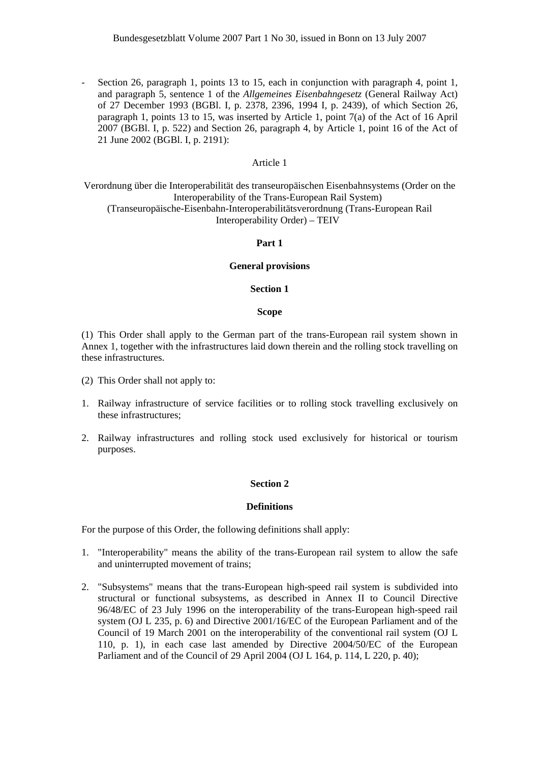- Section 26, paragraph 1, points 13 to 15, each in conjunction with paragraph 4, point 1, and paragraph 5, sentence 1 of the *Allgemeines Eisenbahngesetz* (General Railway Act) of 27 December 1993 (BGBl. I, p. 2378, 2396, 1994 I, p. 2439), of which Section 26, paragraph 1, points 13 to 15, was inserted by Article 1, point 7(a) of the Act of 16 April 2007 (BGBl. I, p. 522) and Section 26, paragraph 4, by Article 1, point 16 of the Act of 21 June 2002 (BGBl. I, p. 2191):

Article 1

Verordnung über die Interoperabilität des transeuropäischen Eisenbahnsystems (Order on the Interoperability of the Trans-European Rail System) (Transeuropäische-Eisenbahn-Interoperabilitätsverordnung (Trans-European Rail Interoperability Order) – TEIV

## Part 1

## General provisions

### Section 1

### Scope

(1) This Order shall apply to the German part of the trans-European rail system shown in Annex 1, together with the infrastructures laid down therein and the rolling stock travelling on these infrastructures.

(2) This Order shall not apply to:

1. Railway infrastructure of service facilities or to rolling stock travelling exclusively on these infrastructures;

2. Railway infrastructures and rolling stock used exclusively for historical or tourism purposes.

### Section 2

### Definitions

For the purpose of this Order, the following definitions shall apply:

1. "Interoperability" means the ability of the trans-European rail system to allow the safe and uninterrupted movement of trains;

2. "Subsystems" means that the trans-European high-speed rail system is subdivided into structural or functional subsystems, as described in Annex II to Council Directive 96/48/EC of 23 July 1996 on the interoperability of the trans-European high-speed rail system (OJ L 235, p. 6) and Directive 2001/16/EC of the European Parliament and of the Council of 19 March 2001 on the interoperability of the conventional rail system (OJ L 110, p. 1), in each case last amended by Directive 2004/50/EC of the European Parliament and of the Council of 29 April 2004 (OJ L 164, p. 114, L 220, p. 40);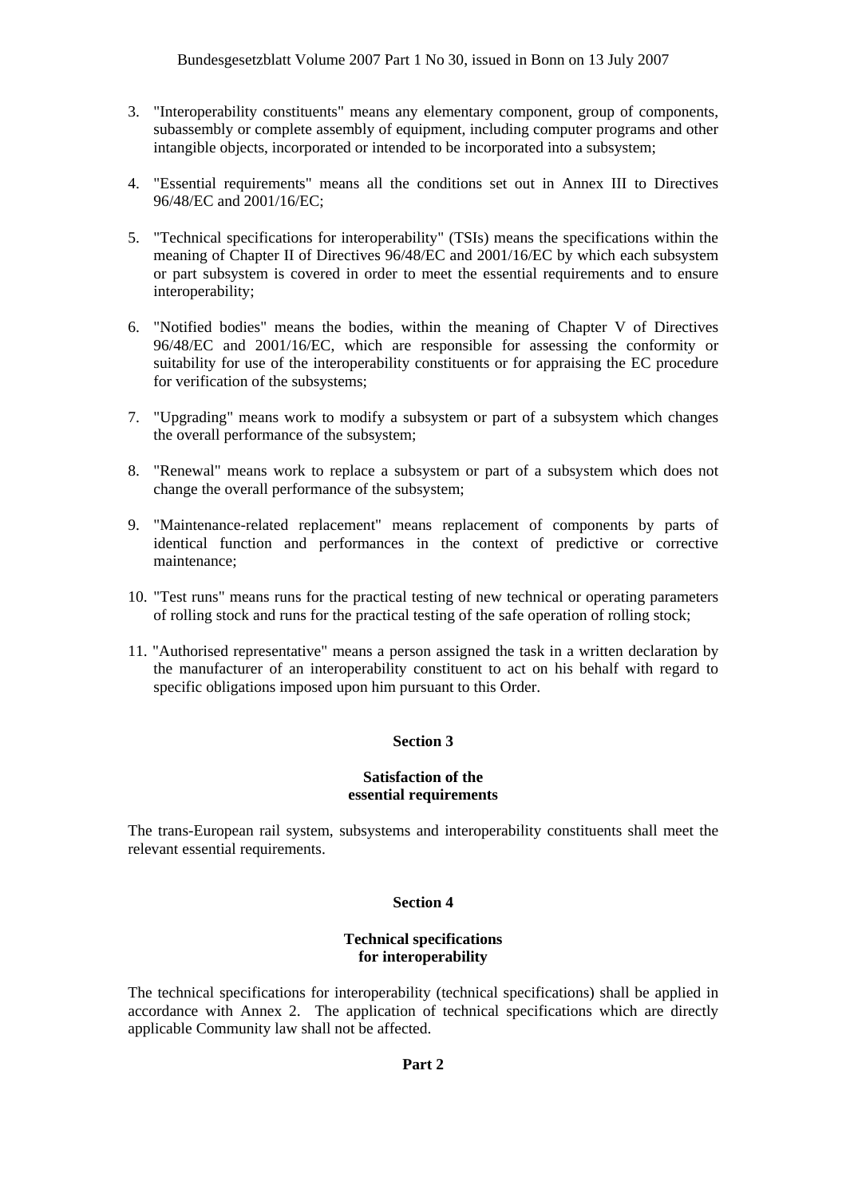3. "Interoperability constituents" means any elementary component, group of components, subassembly or complete assembly of equipment, including computer programs and other intangible objects, incorporated or intended to be incorporated into a subsystem;

4. "Essential requirements" means all the conditions set out in Annex III to Directives 96/48/EC and 2001/16/EC;

5. "Technical specifications for interoperability" (TSIs) means the specifications within the meaning of Chapter II of Directives 96/48/EC and 2001/16/EC by which each subsystem or part subsystem is covered in order to meet the essential requirements and to ensure interoperability;

6. "Notified bodies" means the bodies, within the meaning of Chapter V of Directives 96/48/EC and 2001/16/EC, which are responsible for assessing the conformity or suitability for use of the interoperability constituents or for appraising the EC procedure for verification of the subsystems;

7. "Upgrading" means work to modify a subsystem or part of a subsystem which changes the overall performance of the subsystem;

8. "Renewal" means work to replace a subsystem or part of a subsystem which does not change the overall performance of the subsystem;

9. "Maintenance-related replacement" means replacement of components by parts of identical function and performances in the context of predictive or corrective maintenance;

10. "Test runs" means runs for the practical testing of new technical or operating parameters of rolling stock and runs for the practical testing of the safe operation of rolling stock;

11. "Authorised representative" means a person assigned the task in a written declaration by the manufacturer of an interoperability constituent to act on his behalf with regard to specific obligations imposed upon him pursuant to this Order.

**Section 3**

**Satisfaction of the essential requirements**

The trans-European rail system, subsystems and interoperability constituents shall meet the relevant essential requirements.

**Section 4**

**Technical specifications for interoperability**

The technical specifications for interoperability (technical specifications) shall be applied in accordance with Annex 2. The application of technical specifications which are directly applicable Community law shall not be affected.

**Part 2**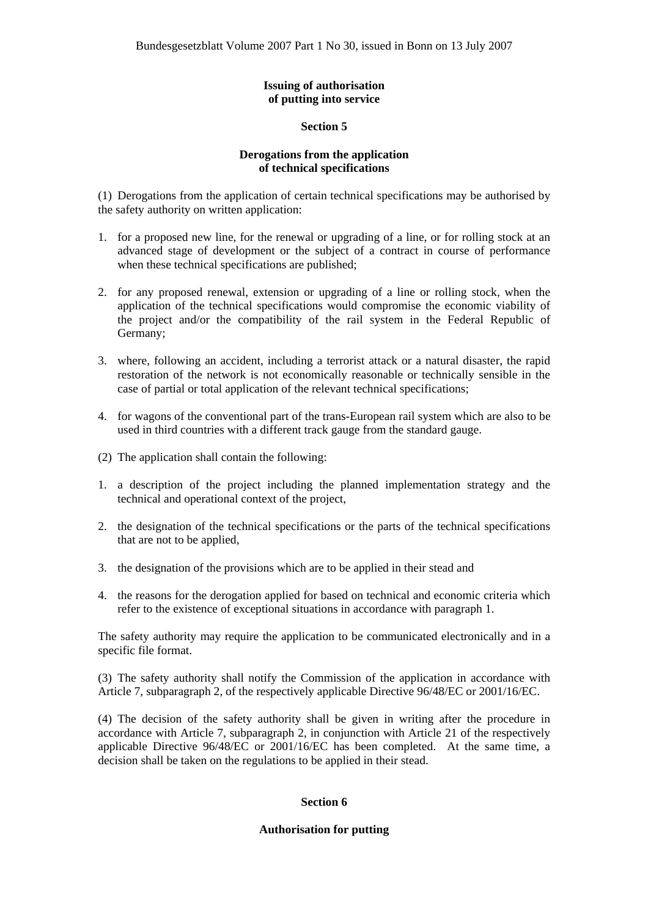### Issuing of authorisation of putting into service

### Section 5

### Derogations from the application of technical specifications

(1) Derogations from the application of certain technical specifications may be authorised by the safety authority on written application:

1. for a proposed new line, for the renewal or upgrading of a line, or for rolling stock at an advanced stage of development or the subject of a contract in course of performance when these technical specifications are published;

2. for any proposed renewal, extension or upgrading of a line or rolling stock, when the application of the technical specifications would compromise the economic viability of the project and/or the compatibility of the rail system in the Federal Republic of Germany;

3. where, following an accident, including a terrorist attack or a natural disaster, the rapid restoration of the network is not economically reasonable or technically sensible in the case of partial or total application of the relevant technical specifications;

4. for wagons of the conventional part of the trans-European rail system which are also to be used in third countries with a different track gauge from the standard gauge.

(2) The application shall contain the following:

1. a description of the project including the planned implementation strategy and the technical and operational context of the project,

2. the designation of the technical specifications or the parts of the technical specifications that are not to be applied,

3. the designation of the provisions which are to be applied in their stead and

4. the reasons for the derogation applied for based on technical and economic criteria which refer to the existence of exceptional situations in accordance with paragraph 1.

The safety authority may require the application to be communicated electronically and in a specific file format.

(3) The safety authority shall notify the Commission of the application in accordance with Article 7, subparagraph 2, of the respectively applicable Directive 96/48/EC or 2001/16/EC.

(4) The decision of the safety authority shall be given in writing after the procedure in accordance with Article 7, subparagraph 2, in conjunction with Article 21 of the respectively applicable Directive 96/48/EC or 2001/16/EC has been completed. At the same time, a decision shall be taken on the regulations to be applied in their stead.

### Section 6

### Authorisation for putting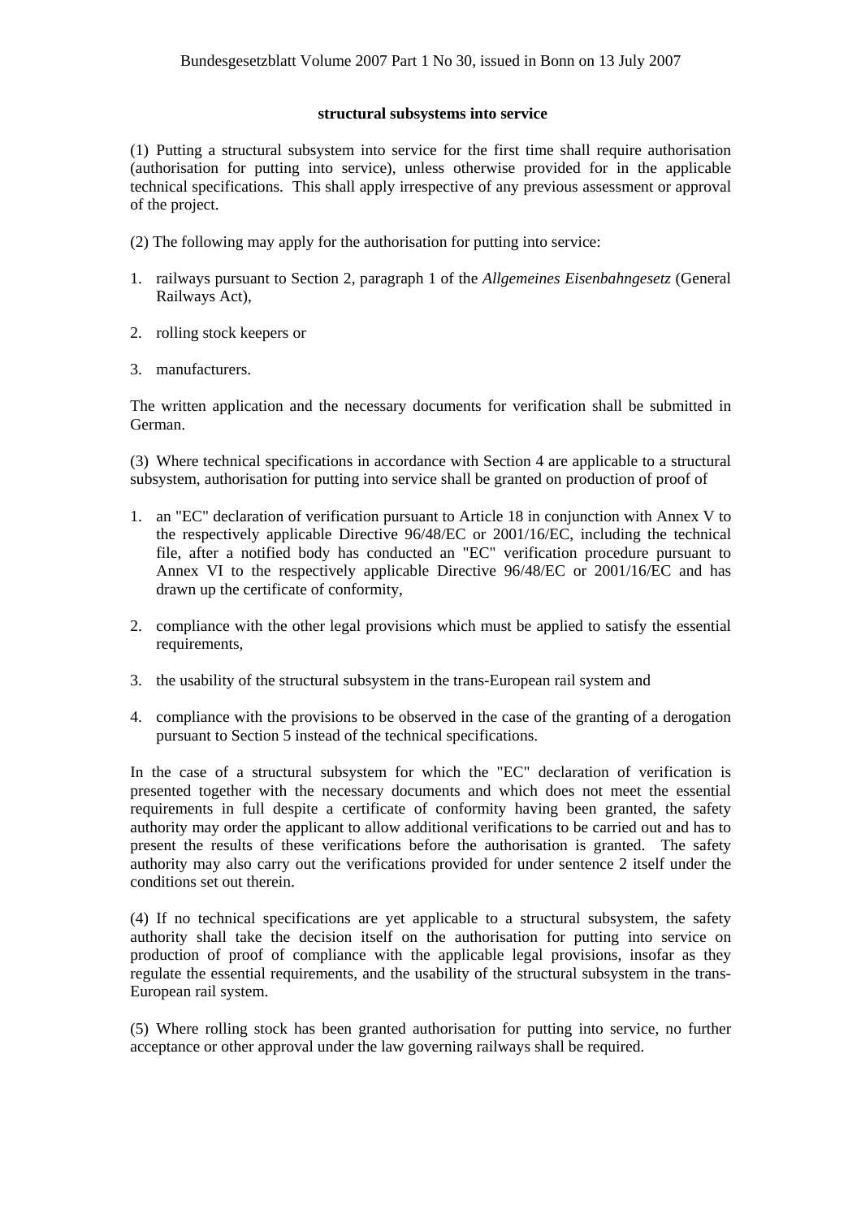**structural subsystems into service**

(1) Putting a structural subsystem into service for the first time shall require authorisation (authorisation for putting into service), unless otherwise provided for in the applicable technical specifications. This shall apply irrespective of any previous assessment or approval of the project.

(2) The following may apply for the authorisation for putting into service:

1. railways pursuant to Section 2, paragraph 1 of the *Allgemeines Eisenbahngesetz* (General Railways Act),
2. rolling stock keepers or
3. manufacturers.

The written application and the necessary documents for verification shall be submitted in German.

(3) Where technical specifications in accordance with Section 4 are applicable to a structural subsystem, authorisation for putting into service shall be granted on production of proof of

1. an "EC" declaration of verification pursuant to Article 18 in conjunction with Annex V to the respectively applicable Directive 96/48/EC or 2001/16/EC, including the technical file, after a notified body has conducted an "EC" verification procedure pursuant to Annex VI to the respectively applicable Directive 96/48/EC or 2001/16/EC and has drawn up the certificate of conformity,
2. compliance with the other legal provisions which must be applied to satisfy the essential requirements,
3. the usability of the structural subsystem in the trans-European rail system and
4. compliance with the provisions to be observed in the case of the granting of a derogation pursuant to Section 5 instead of the technical specifications.

In the case of a structural subsystem for which the "EC" declaration of verification is presented together with the necessary documents and which does not meet the essential requirements in full despite a certificate of conformity having been granted, the safety authority may order the applicant to allow additional verifications to be carried out and has to present the results of these verifications before the authorisation is granted. The safety authority may also carry out the verifications provided for under sentence 2 itself under the conditions set out therein.

(4) If no technical specifications are yet applicable to a structural subsystem, the safety authority shall take the decision itself on the authorisation for putting into service on production of proof of compliance with the applicable legal provisions, insofar as they regulate the essential requirements, and the usability of the structural subsystem in the trans-European rail system.

(5) Where rolling stock has been granted authorisation for putting into service, no further acceptance or other approval under the law governing railways shall be required.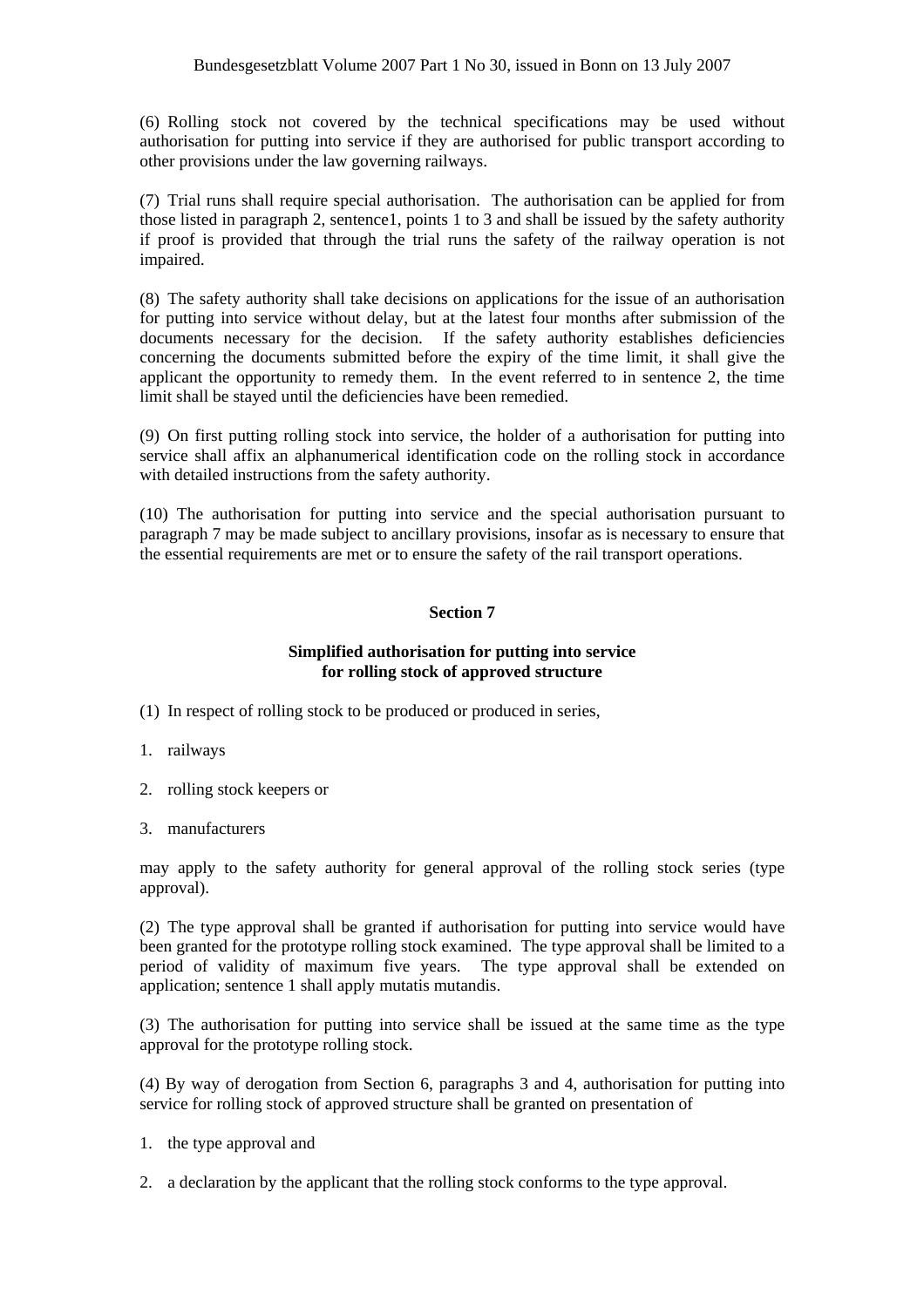(6) Rolling stock not covered by the technical specifications may be used without authorisation for putting into service if they are authorised for public transport according to other provisions under the law governing railways.

(7) Trial runs shall require special authorisation. The authorisation can be applied for from those listed in paragraph 2, sentence1, points 1 to 3 and shall be issued by the safety authority if proof is provided that through the trial runs the safety of the railway operation is not impaired.

(8) The safety authority shall take decisions on applications for the issue of an authorisation for putting into service without delay, but at the latest four months after submission of the documents necessary for the decision. If the safety authority establishes deficiencies concerning the documents submitted before the expiry of the time limit, it shall give the applicant the opportunity to remedy them. In the event referred to in sentence 2, the time limit shall be stayed until the deficiencies have been remedied.

(9) On first putting rolling stock into service, the holder of a authorisation for putting into service shall affix an alphanumerical identification code on the rolling stock in accordance with detailed instructions from the safety authority.

(10) The authorisation for putting into service and the special authorisation pursuant to paragraph 7 may be made subject to ancillary provisions, insofar as is necessary to ensure that the essential requirements are met or to ensure the safety of the rail transport operations.

## Section 7

### Simplified authorisation for putting into service for rolling stock of approved structure

(1) In respect of rolling stock to be produced or produced in series,

1. railways
2. rolling stock keepers or
3. manufacturers

may apply to the safety authority for general approval of the rolling stock series (type approval).

(2) The type approval shall be granted if authorisation for putting into service would have been granted for the prototype rolling stock examined. The type approval shall be limited to a period of validity of maximum five years. The type approval shall be extended on application; sentence 1 shall apply mutatis mutandis.

(3) The authorisation for putting into service shall be issued at the same time as the type approval for the prototype rolling stock.

(4) By way of derogation from Section 6, paragraphs 3 and 4, authorisation for putting into service for rolling stock of approved structure shall be granted on presentation of

1. the type approval and
2. a declaration by the applicant that the rolling stock conforms to the type approval.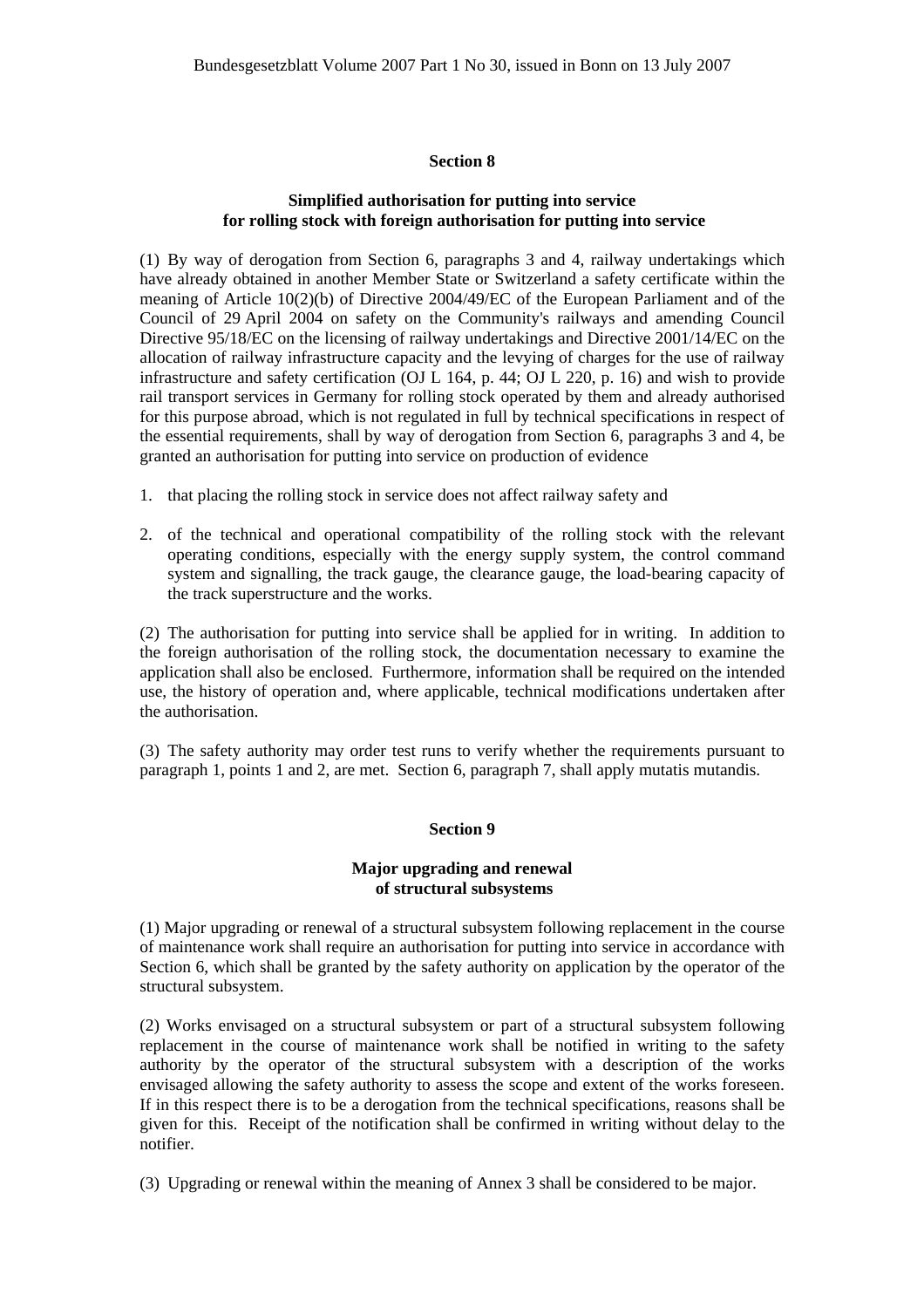## Section 8

### Simplified authorisation for putting into service for rolling stock with foreign authorisation for putting into service

(1) By way of derogation from Section 6, paragraphs 3 and 4, railway undertakings which have already obtained in another Member State or Switzerland a safety certificate within the meaning of Article 10(2)(b) of Directive 2004/49/EC of the European Parliament and of the Council of 29 April 2004 on safety on the Community's railways and amending Council Directive 95/18/EC on the licensing of railway undertakings and Directive 2001/14/EC on the allocation of railway infrastructure capacity and the levying of charges for the use of railway infrastructure and safety certification (OJ L 164, p. 44; OJ L 220, p. 16) and wish to provide rail transport services in Germany for rolling stock operated by them and already authorised for this purpose abroad, which is not regulated in full by technical specifications in respect of the essential requirements, shall by way of derogation from Section 6, paragraphs 3 and 4, be granted an authorisation for putting into service on production of evidence

1. that placing the rolling stock in service does not affect railway safety and
2. of the technical and operational compatibility of the rolling stock with the relevant operating conditions, especially with the energy supply system, the control command system and signalling, the track gauge, the clearance gauge, the load-bearing capacity of the track superstructure and the works.

(2) The authorisation for putting into service shall be applied for in writing. In addition to the foreign authorisation of the rolling stock, the documentation necessary to examine the application shall also be enclosed. Furthermore, information shall be required on the intended use, the history of operation and, where applicable, technical modifications undertaken after the authorisation.

(3) The safety authority may order test runs to verify whether the requirements pursuant to paragraph 1, points 1 and 2, are met. Section 6, paragraph 7, shall apply mutatis mutandis.

## Section 9

### Major upgrading and renewal of structural subsystems

(1) Major upgrading or renewal of a structural subsystem following replacement in the course of maintenance work shall require an authorisation for putting into service in accordance with Section 6, which shall be granted by the safety authority on application by the operator of the structural subsystem.

(2) Works envisaged on a structural subsystem or part of a structural subsystem following replacement in the course of maintenance work shall be notified in writing to the safety authority by the operator of the structural subsystem with a description of the works envisaged allowing the safety authority to assess the scope and extent of the works foreseen. If in this respect there is to be a derogation from the technical specifications, reasons shall be given for this. Receipt of the notification shall be confirmed in writing without delay to the notifier.

(3) Upgrading or renewal within the meaning of Annex 3 shall be considered to be major.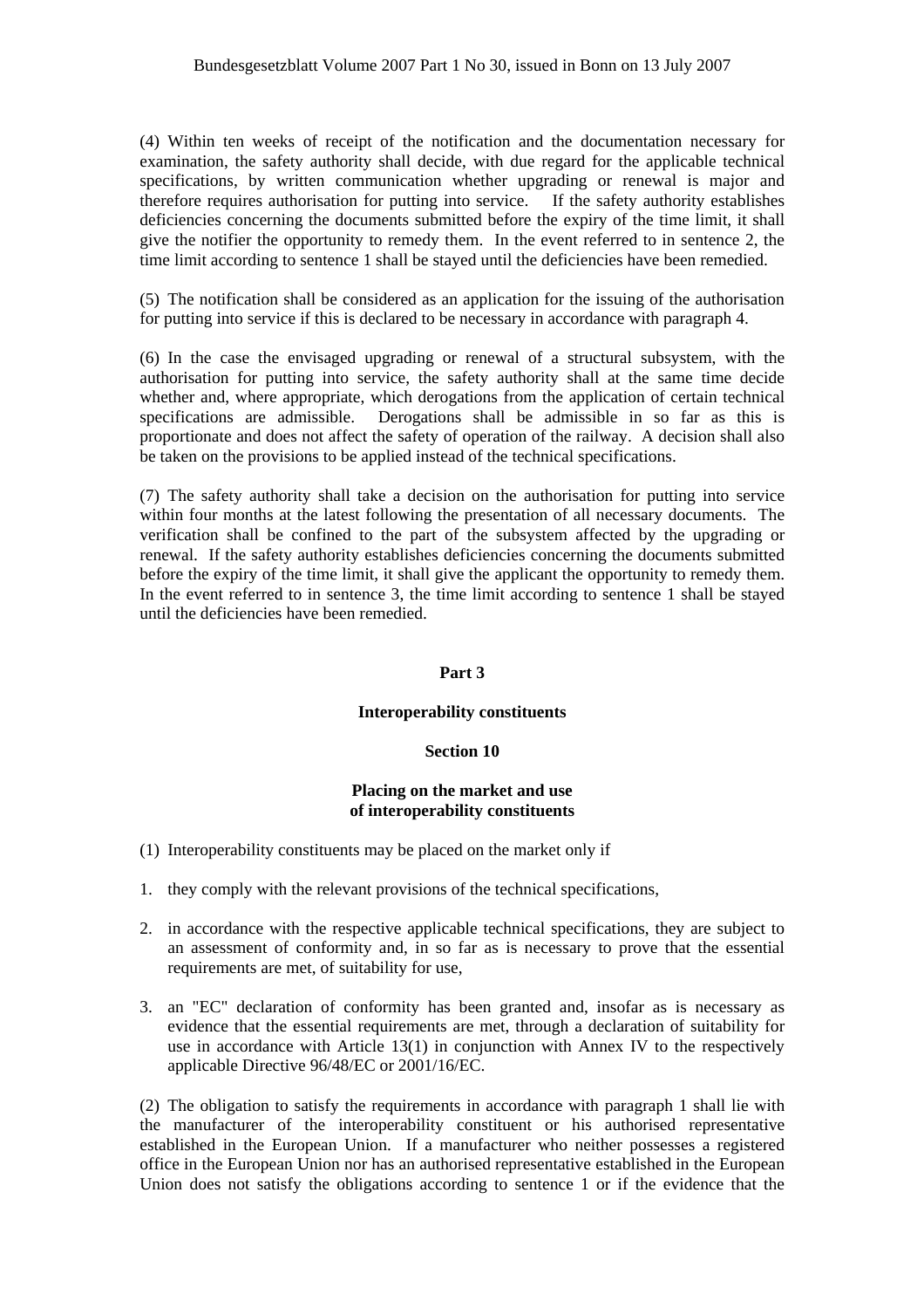(4) Within ten weeks of receipt of the notification and the documentation necessary for examination, the safety authority shall decide, with due regard for the applicable technical specifications, by written communication whether upgrading or renewal is major and therefore requires authorisation for putting into service. If the safety authority establishes deficiencies concerning the documents submitted before the expiry of the time limit, it shall give the notifier the opportunity to remedy them. In the event referred to in sentence 2, the time limit according to sentence 1 shall be stayed until the deficiencies have been remedied.

(5) The notification shall be considered as an application for the issuing of the authorisation for putting into service if this is declared to be necessary in accordance with paragraph 4.

(6) In the case the envisaged upgrading or renewal of a structural subsystem, with the authorisation for putting into service, the safety authority shall at the same time decide whether and, where appropriate, which derogations from the application of certain technical specifications are admissible. Derogations shall be admissible in so far as this is proportionate and does not affect the safety of operation of the railway. A decision shall also be taken on the provisions to be applied instead of the technical specifications.

(7) The safety authority shall take a decision on the authorisation for putting into service within four months at the latest following the presentation of all necessary documents. The verification shall be confined to the part of the subsystem affected by the upgrading or renewal. If the safety authority establishes deficiencies concerning the documents submitted before the expiry of the time limit, it shall give the applicant the opportunity to remedy them. In the event referred to in sentence 3, the time limit according to sentence 1 shall be stayed until the deficiencies have been remedied.

## Part 3

## Interoperability constituents

### Section 10

### Placing on the market and use of interoperability constituents

(1) Interoperability constituents may be placed on the market only if

1. they comply with the relevant provisions of the technical specifications,

2. in accordance with the respective applicable technical specifications, they are subject to an assessment of conformity and, in so far as is necessary to prove that the essential requirements are met, of suitability for use,

3. an "EC" declaration of conformity has been granted and, insofar as is necessary as evidence that the essential requirements are met, through a declaration of suitability for use in accordance with Article 13(1) in conjunction with Annex IV to the respectively applicable Directive 96/48/EC or 2001/16/EC.

(2) The obligation to satisfy the requirements in accordance with paragraph 1 shall lie with the manufacturer of the interoperability constituent or his authorised representative established in the European Union. If a manufacturer who neither possesses a registered office in the European Union nor has an authorised representative established in the European Union does not satisfy the obligations according to sentence 1 or if the evidence that the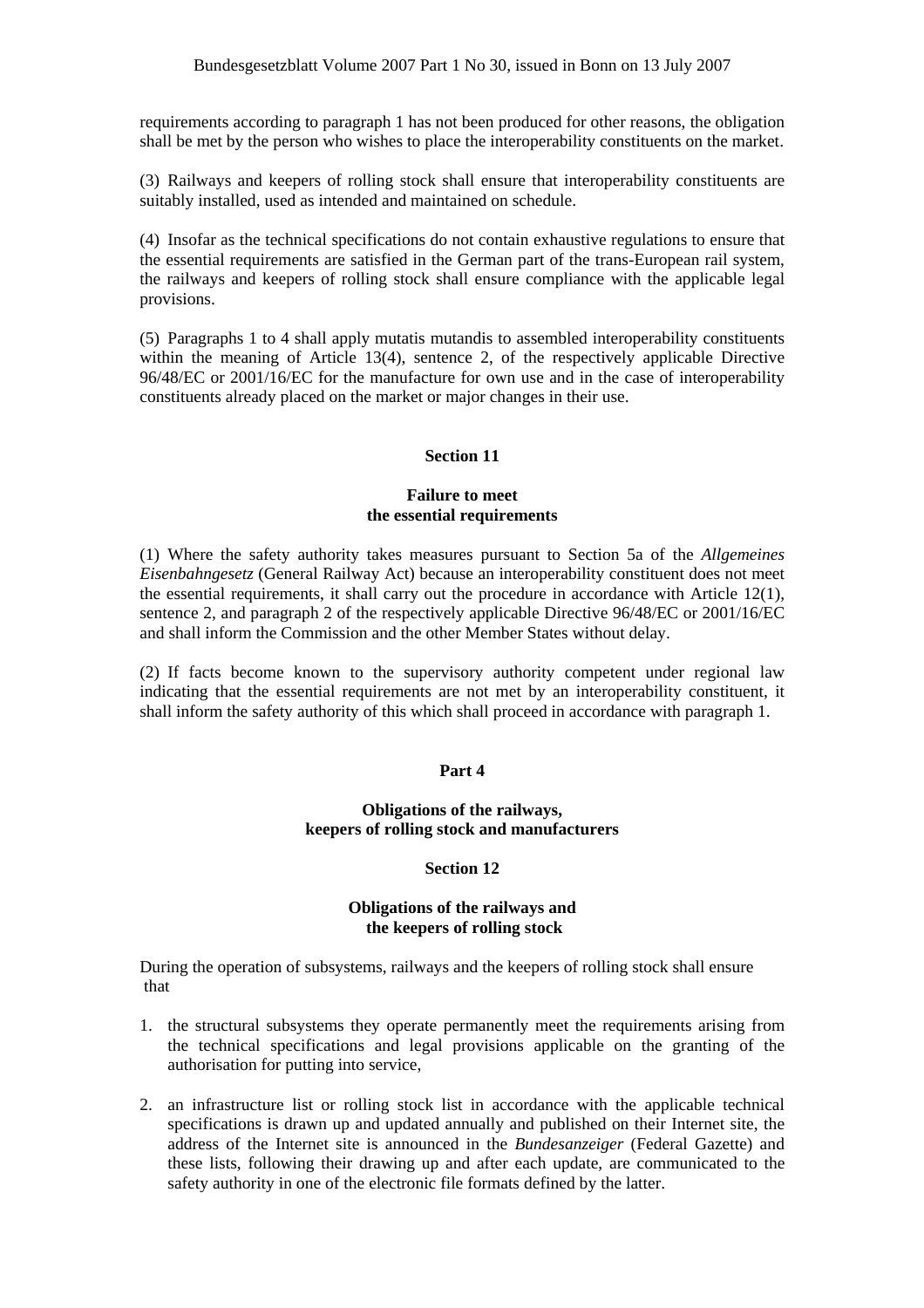requirements according to paragraph 1 has not been produced for other reasons, the obligation shall be met by the person who wishes to place the interoperability constituents on the market.

(3) Railways and keepers of rolling stock shall ensure that interoperability constituents are suitably installed, used as intended and maintained on schedule.

(4) Insofar as the technical specifications do not contain exhaustive regulations to ensure that the essential requirements are satisfied in the German part of the trans-European rail system, the railways and keepers of rolling stock shall ensure compliance with the applicable legal provisions.

(5) Paragraphs 1 to 4 shall apply mutatis mutandis to assembled interoperability constituents within the meaning of Article 13(4), sentence 2, of the respectively applicable Directive 96/48/EC or 2001/16/EC for the manufacture for own use and in the case of interoperability constituents already placed on the market or major changes in their use.

## Section 11

### Failure to meet the essential requirements

(1) Where the safety authority takes measures pursuant to Section 5a of the *Allgemeines Eisenbahngesetz* (General Railway Act) because an interoperability constituent does not meet the essential requirements, it shall carry out the procedure in accordance with Article 12(1), sentence 2, and paragraph 2 of the respectively applicable Directive 96/48/EC or 2001/16/EC and shall inform the Commission and the other Member States without delay.

(2) If facts become known to the supervisory authority competent under regional law indicating that the essential requirements are not met by an interoperability constituent, it shall inform the safety authority of this which shall proceed in accordance with paragraph 1.

# Part 4

## Obligations of the railways, keepers of rolling stock and manufacturers

## Section 12

### Obligations of the railways and the keepers of rolling stock

During the operation of subsystems, railways and the keepers of rolling stock shall ensure that

1. the structural subsystems they operate permanently meet the requirements arising from the technical specifications and legal provisions applicable on the granting of the authorisation for putting into service,

2. an infrastructure list or rolling stock list in accordance with the applicable technical specifications is drawn up and updated annually and published on their Internet site, the address of the Internet site is announced in the *Bundesanzeiger* (Federal Gazette) and these lists, following their drawing up and after each update, are communicated to the safety authority in one of the electronic file formats defined by the latter.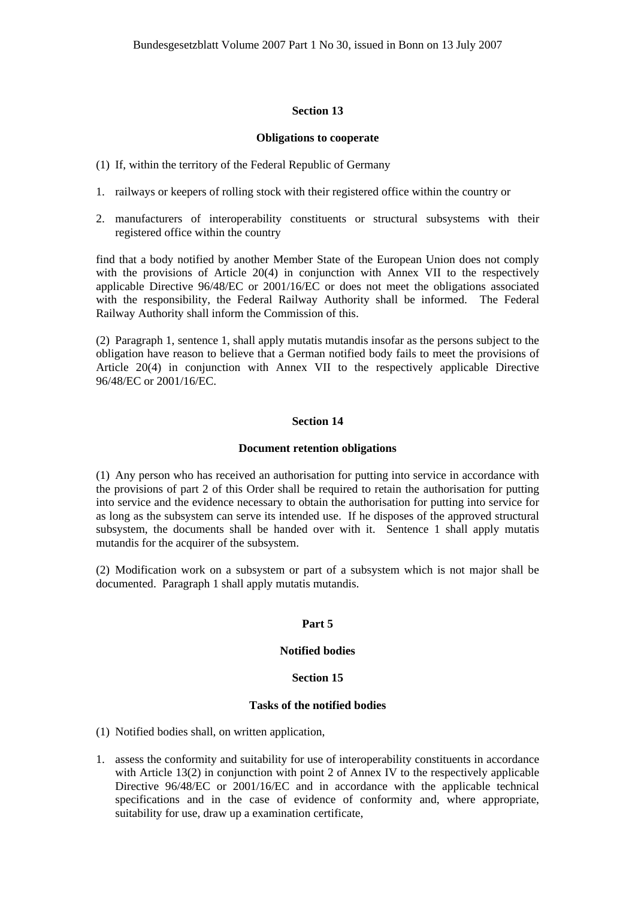## Section 13

### Obligations to cooperate

(1) If, within the territory of the Federal Republic of Germany

1. railways or keepers of rolling stock with their registered office within the country or

2. manufacturers of interoperability constituents or structural subsystems with their registered office within the country

find that a body notified by another Member State of the European Union does not comply with the provisions of Article 20(4) in conjunction with Annex VII to the respectively applicable Directive 96/48/EC or 2001/16/EC or does not meet the obligations associated with the responsibility, the Federal Railway Authority shall be informed. The Federal Railway Authority shall inform the Commission of this.

(2) Paragraph 1, sentence 1, shall apply mutatis mutandis insofar as the persons subject to the obligation have reason to believe that a German notified body fails to meet the provisions of Article 20(4) in conjunction with Annex VII to the respectively applicable Directive 96/48/EC or 2001/16/EC.

## Section 14

### Document retention obligations

(1) Any person who has received an authorisation for putting into service in accordance with the provisions of part 2 of this Order shall be required to retain the authorisation for putting into service and the evidence necessary to obtain the authorisation for putting into service for as long as the subsystem can serve its intended use. If he disposes of the approved structural subsystem, the documents shall be handed over with it. Sentence 1 shall apply mutatis mutandis for the acquirer of the subsystem.

(2) Modification work on a subsystem or part of a subsystem which is not major shall be documented. Paragraph 1 shall apply mutatis mutandis.

# Part 5

## Notified bodies

## Section 15

### Tasks of the notified bodies

(1) Notified bodies shall, on written application,

1. assess the conformity and suitability for use of interoperability constituents in accordance with Article 13(2) in conjunction with point 2 of Annex IV to the respectively applicable Directive 96/48/EC or 2001/16/EC and in accordance with the applicable technical specifications and in the case of evidence of conformity and, where appropriate, suitability for use, draw up a examination certificate,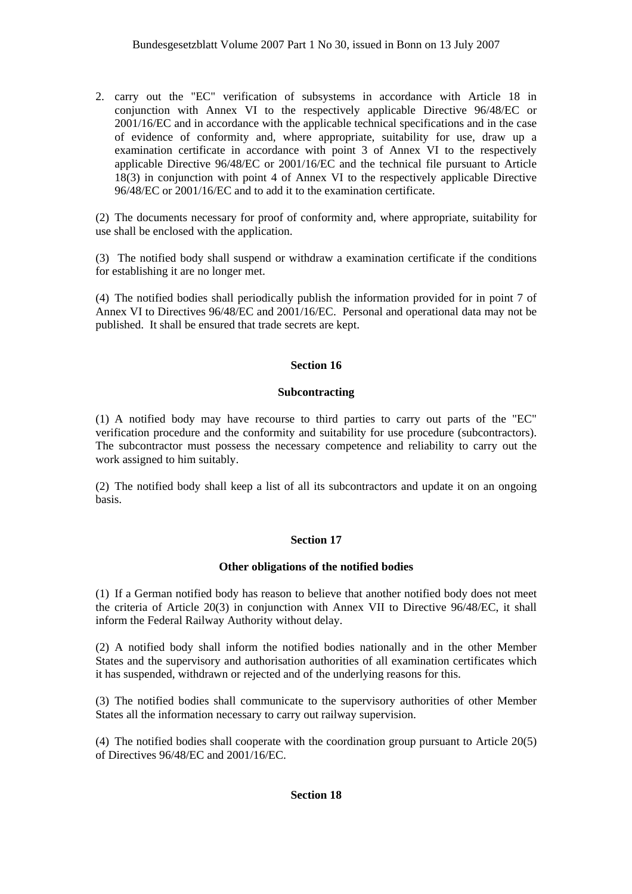2. carry out the "EC" verification of subsystems in accordance with Article 18 in conjunction with Annex VI to the respectively applicable Directive 96/48/EC or 2001/16/EC and in accordance with the applicable technical specifications and in the case of evidence of conformity and, where appropriate, suitability for use, draw up a examination certificate in accordance with point 3 of Annex VI to the respectively applicable Directive 96/48/EC or 2001/16/EC and the technical file pursuant to Article 18(3) in conjunction with point 4 of Annex VI to the respectively applicable Directive 96/48/EC or 2001/16/EC and to add it to the examination certificate.

(2) The documents necessary for proof of conformity and, where appropriate, suitability for use shall be enclosed with the application.

(3) The notified body shall suspend or withdraw a examination certificate if the conditions for establishing it are no longer met.

(4) The notified bodies shall periodically publish the information provided for in point 7 of Annex VI to Directives 96/48/EC and 2001/16/EC. Personal and operational data may not be published. It shall be ensured that trade secrets are kept.

## Section 16

### Subcontracting

(1) A notified body may have recourse to third parties to carry out parts of the "EC" verification procedure and the conformity and suitability for use procedure (subcontractors). The subcontractor must possess the necessary competence and reliability to carry out the work assigned to him suitably.

(2) The notified body shall keep a list of all its subcontractors and update it on an ongoing basis.

## Section 17

### Other obligations of the notified bodies

(1) If a German notified body has reason to believe that another notified body does not meet the criteria of Article 20(3) in conjunction with Annex VII to Directive 96/48/EC, it shall inform the Federal Railway Authority without delay.

(2) A notified body shall inform the notified bodies nationally and in the other Member States and the supervisory and authorisation authorities of all examination certificates which it has suspended, withdrawn or rejected and of the underlying reasons for this.

(3) The notified bodies shall communicate to the supervisory authorities of other Member States all the information necessary to carry out railway supervision.

(4) The notified bodies shall cooperate with the coordination group pursuant to Article 20(5) of Directives 96/48/EC and 2001/16/EC.

## Section 18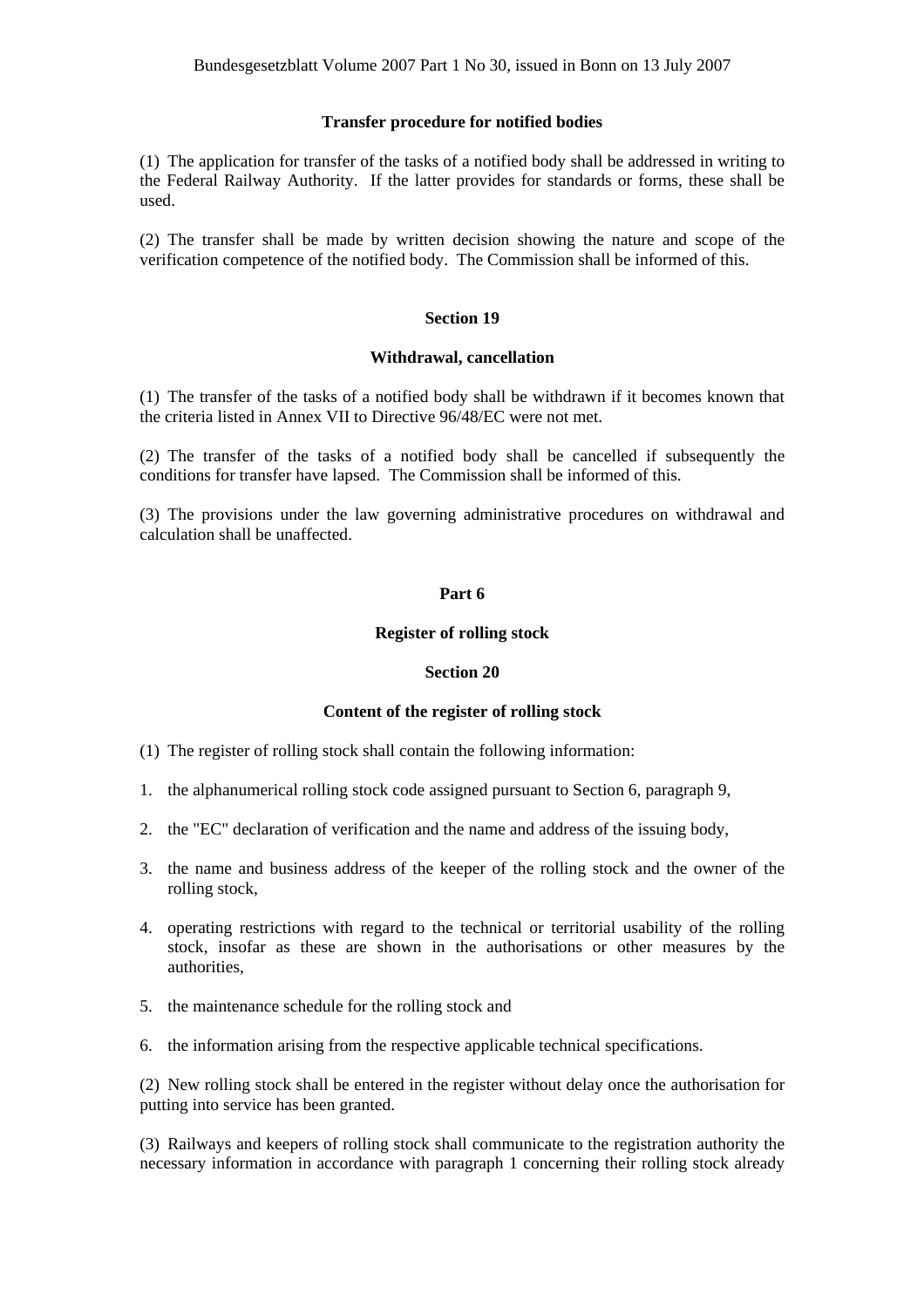### Transfer procedure for notified bodies

(1) The application for transfer of the tasks of a notified body shall be addressed in writing to the Federal Railway Authority. If the latter provides for standards or forms, these shall be used.

(2) The transfer shall be made by written decision showing the nature and scope of the verification competence of the notified body. The Commission shall be informed of this.

### Section 19

### Withdrawal, cancellation

(1) The transfer of the tasks of a notified body shall be withdrawn if it becomes known that the criteria listed in Annex VII to Directive 96/48/EC were not met.

(2) The transfer of the tasks of a notified body shall be cancelled if subsequently the conditions for transfer have lapsed. The Commission shall be informed of this.

(3) The provisions under the law governing administrative procedures on withdrawal and calculation shall be unaffected.

## Part 6

## Register of rolling stock

### Section 20

### Content of the register of rolling stock

(1) The register of rolling stock shall contain the following information:

1. the alphanumerical rolling stock code assigned pursuant to Section 6, paragraph 9,
2. the "EC" declaration of verification and the name and address of the issuing body,
3. the name and business address of the keeper of the rolling stock and the owner of the rolling stock,
4. operating restrictions with regard to the technical or territorial usability of the rolling stock, insofar as these are shown in the authorisations or other measures by the authorities,
5. the maintenance schedule for the rolling stock and
6. the information arising from the respective applicable technical specifications.

(2) New rolling stock shall be entered in the register without delay once the authorisation for putting into service has been granted.

(3) Railways and keepers of rolling stock shall communicate to the registration authority the necessary information in accordance with paragraph 1 concerning their rolling stock already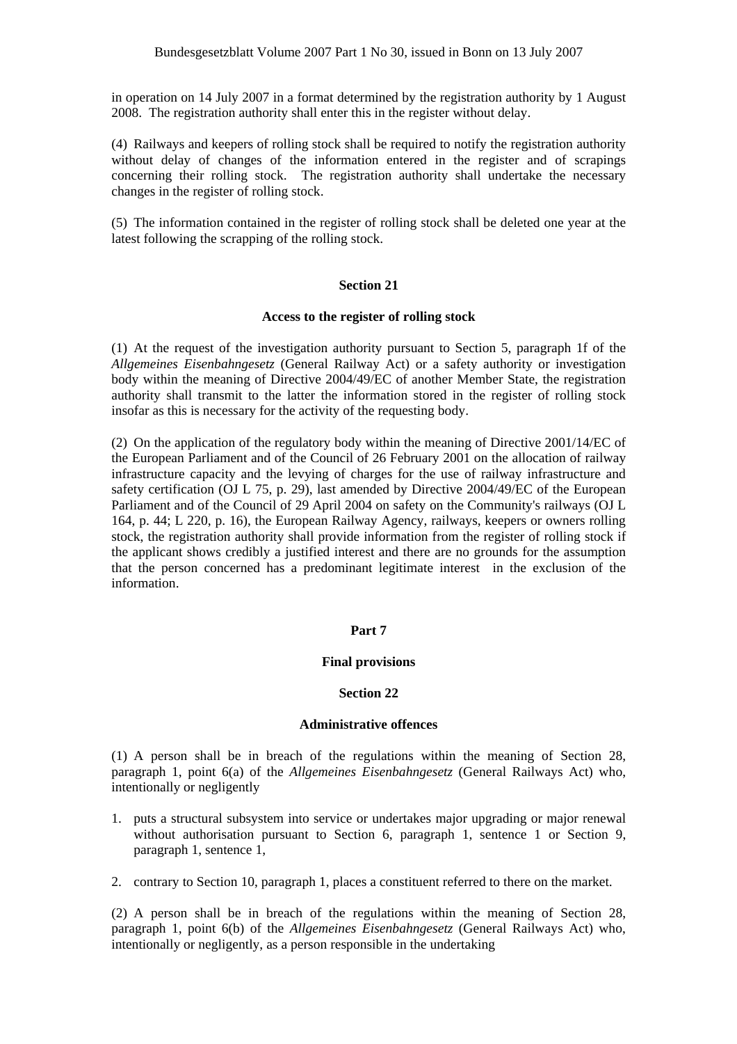in operation on 14 July 2007 in a format determined by the registration authority by 1 August 2008. The registration authority shall enter this in the register without delay.

(4) Railways and keepers of rolling stock shall be required to notify the registration authority without delay of changes of the information entered in the register and of scrapings concerning their rolling stock. The registration authority shall undertake the necessary changes in the register of rolling stock.

(5) The information contained in the register of rolling stock shall be deleted one year at the latest following the scrapping of the rolling stock.

### Section 21

#### Access to the register of rolling stock

(1) At the request of the investigation authority pursuant to Section 5, paragraph 1f of the *Allgemeines Eisenbahngesetz* (General Railway Act) or a safety authority or investigation body within the meaning of Directive 2004/49/EC of another Member State, the registration authority shall transmit to the latter the information stored in the register of rolling stock insofar as this is necessary for the activity of the requesting body.

(2) On the application of the regulatory body within the meaning of Directive 2001/14/EC of the European Parliament and of the Council of 26 February 2001 on the allocation of railway infrastructure capacity and the levying of charges for the use of railway infrastructure and safety certification (OJ L 75, p. 29), last amended by Directive 2004/49/EC of the European Parliament and of the Council of 29 April 2004 on safety on the Community's railways (OJ L 164, p. 44; L 220, p. 16), the European Railway Agency, railways, keepers or owners rolling stock, the registration authority shall provide information from the register of rolling stock if the applicant shows credibly a justified interest and there are no grounds for the assumption that the person concerned has a predominant legitimate interest in the exclusion of the information.

## Part 7

## Final provisions

### Section 22

#### Administrative offences

(1) A person shall be in breach of the regulations within the meaning of Section 28, paragraph 1, point 6(a) of the *Allgemeines Eisenbahngesetz* (General Railways Act) who, intentionally or negligently

1. puts a structural subsystem into service or undertakes major upgrading or major renewal without authorisation pursuant to Section 6, paragraph 1, sentence 1 or Section 9, paragraph 1, sentence 1,
2. contrary to Section 10, paragraph 1, places a constituent referred to there on the market.

(2) A person shall be in breach of the regulations within the meaning of Section 28, paragraph 1, point 6(b) of the *Allgemeines Eisenbahngesetz* (General Railways Act) who, intentionally or negligently, as a person responsible in the undertaking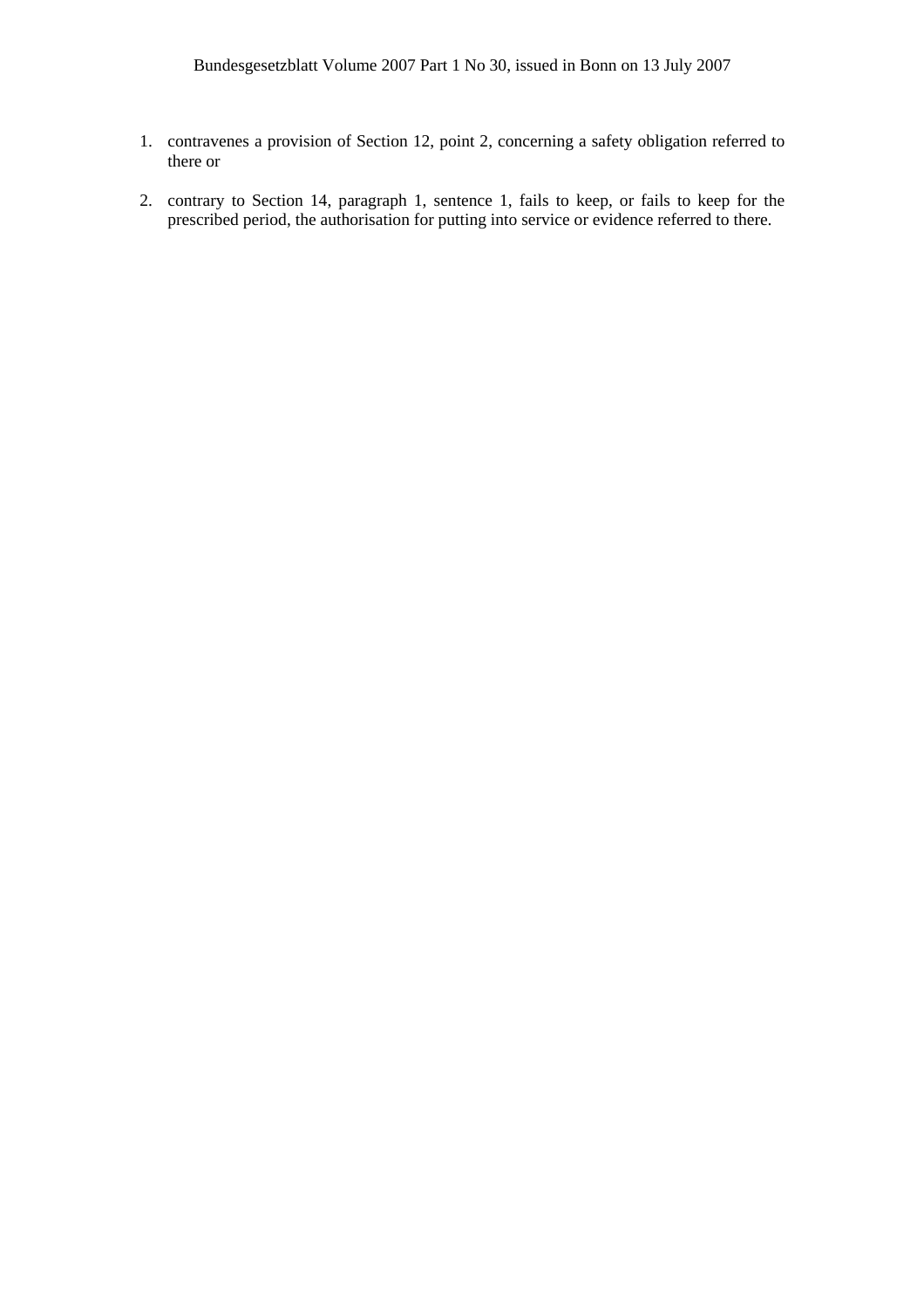1. contravenes a provision of Section 12, point 2, concerning a safety obligation referred to there or

2. contrary to Section 14, paragraph 1, sentence 1, fails to keep, or fails to keep for the prescribed period, the authorisation for putting into service or evidence referred to there.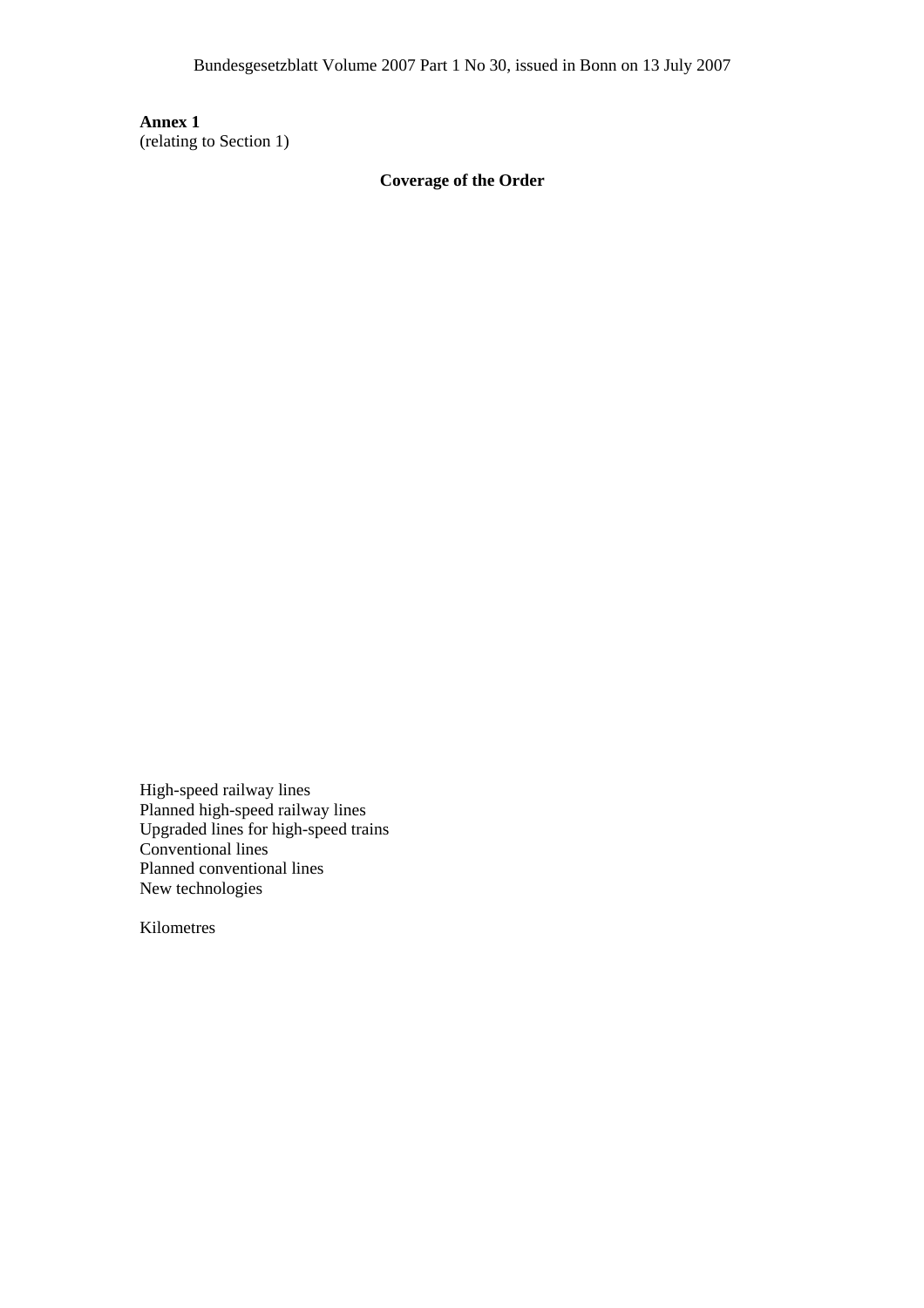**Annex 1**
(relating to Section 1)

**Coverage of the Order**

High-speed railway lines
Planned high-speed railway lines
Upgraded lines for high-speed trains
Conventional lines
Planned conventional lines
New technologies

Kilometres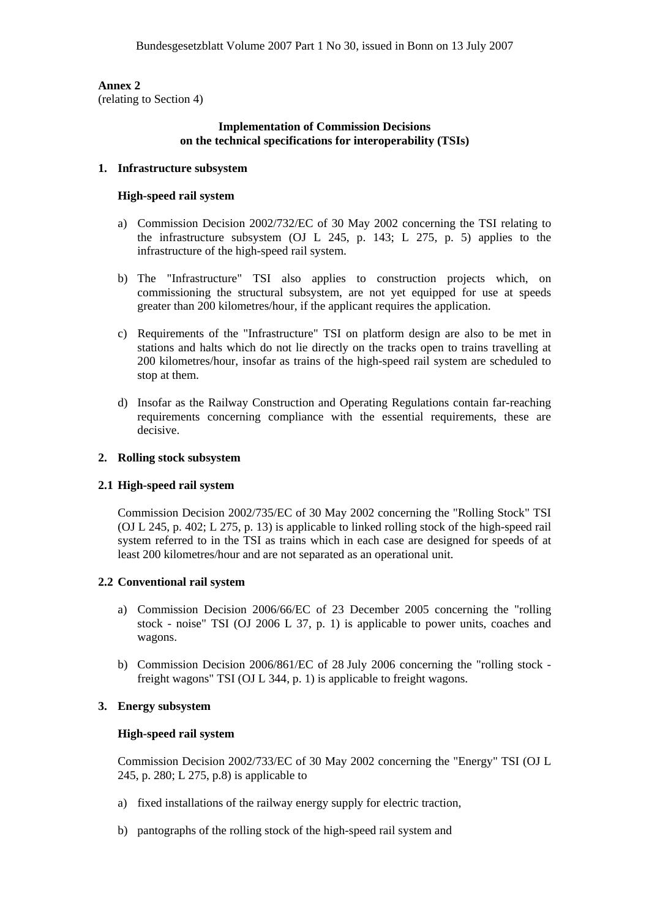**Annex 2**
(relating to Section 4)

**Implementation of Commission Decisions on the technical specifications for interoperability (TSIs)**

**1. Infrastructure subsystem**

**High-speed rail system**

a) Commission Decision 2002/732/EC of 30 May 2002 concerning the TSI relating to the infrastructure subsystem (OJ L 245, p. 143; L 275, p. 5) applies to the infrastructure of the high-speed rail system.

b) The "Infrastructure" TSI also applies to construction projects which, on commissioning the structural subsystem, are not yet equipped for use at speeds greater than 200 kilometres/hour, if the applicant requires the application.

c) Requirements of the "Infrastructure" TSI on platform design are also to be met in stations and halts which do not lie directly on the tracks open to trains travelling at 200 kilometres/hour, insofar as trains of the high-speed rail system are scheduled to stop at them.

d) Insofar as the Railway Construction and Operating Regulations contain far-reaching requirements concerning compliance with the essential requirements, these are decisive.

**2. Rolling stock subsystem**

**2.1 High-speed rail system**

Commission Decision 2002/735/EC of 30 May 2002 concerning the "Rolling Stock" TSI (OJ L 245, p. 402; L 275, p. 13) is applicable to linked rolling stock of the high-speed rail system referred to in the TSI as trains which in each case are designed for speeds of at least 200 kilometres/hour and are not separated as an operational unit.

**2.2 Conventional rail system**

a) Commission Decision 2006/66/EC of 23 December 2005 concerning the "rolling stock - noise" TSI (OJ 2006 L 37, p. 1) is applicable to power units, coaches and wagons.

b) Commission Decision 2006/861/EC of 28 July 2006 concerning the "rolling stock - freight wagons" TSI (OJ L 344, p. 1) is applicable to freight wagons.

**3. Energy subsystem**

**High-speed rail system**

Commission Decision 2002/733/EC of 30 May 2002 concerning the "Energy" TSI (OJ L 245, p. 280; L 275, p.8) is applicable to

a) fixed installations of the railway energy supply for electric traction,

b) pantographs of the rolling stock of the high-speed rail system and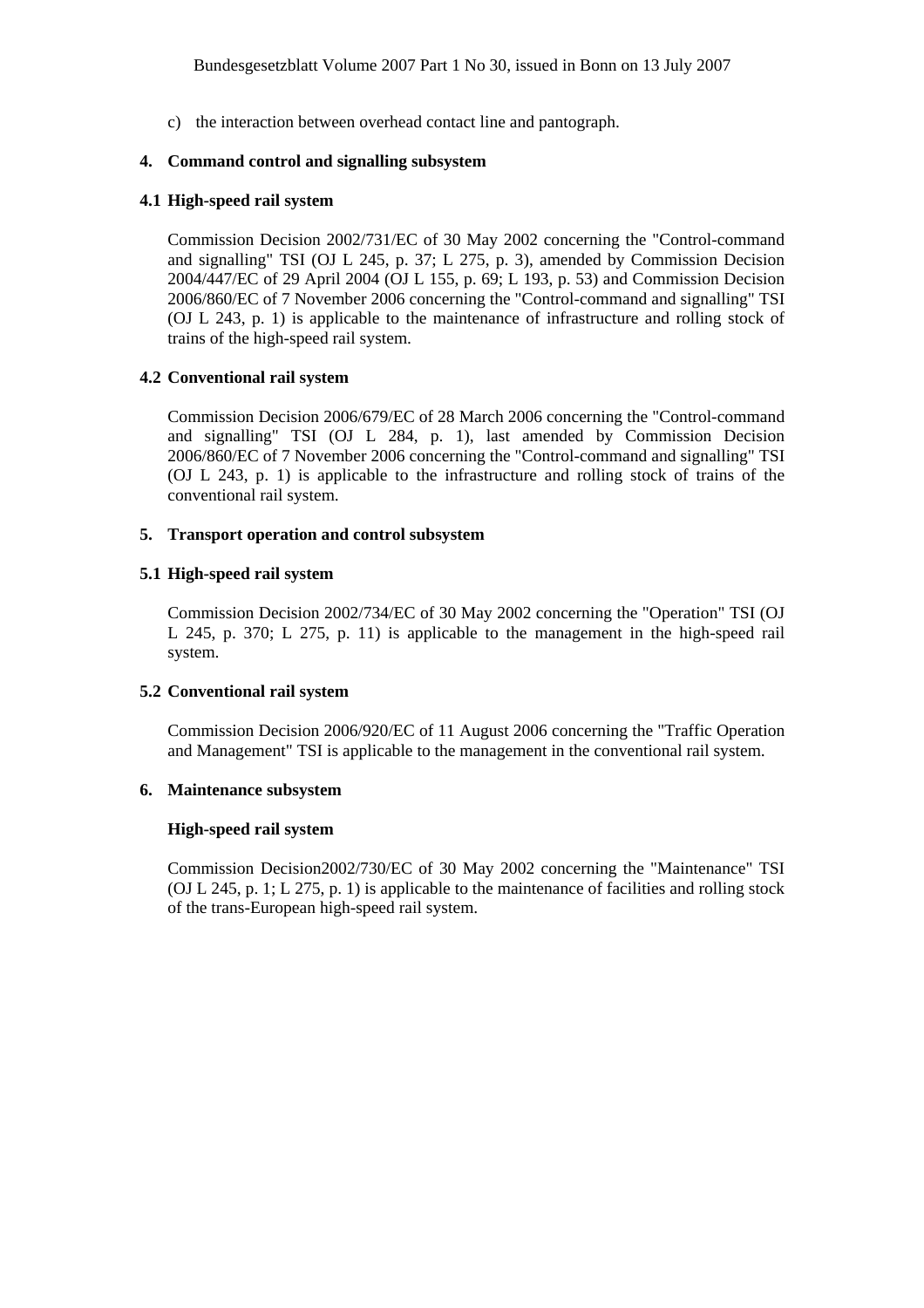c) the interaction between overhead contact line and pantograph.

**4. Command control and signalling subsystem**

**4.1 High-speed rail system**

Commission Decision 2002/731/EC of 30 May 2002 concerning the "Control-command and signalling" TSI (OJ L 245, p. 37; L 275, p. 3), amended by Commission Decision 2004/447/EC of 29 April 2004 (OJ L 155, p. 69; L 193, p. 53) and Commission Decision 2006/860/EC of 7 November 2006 concerning the "Control-command and signalling" TSI (OJ L 243, p. 1) is applicable to the maintenance of infrastructure and rolling stock of trains of the high-speed rail system.

**4.2 Conventional rail system**

Commission Decision 2006/679/EC of 28 March 2006 concerning the "Control-command and signalling" TSI (OJ L 284, p. 1), last amended by Commission Decision 2006/860/EC of 7 November 2006 concerning the "Control-command and signalling" TSI (OJ L 243, p. 1) is applicable to the infrastructure and rolling stock of trains of the conventional rail system.

**5. Transport operation and control subsystem**

**5.1 High-speed rail system**

Commission Decision 2002/734/EC of 30 May 2002 concerning the "Operation" TSI (OJ L 245, p. 370; L 275, p. 11) is applicable to the management in the high-speed rail system.

**5.2 Conventional rail system**

Commission Decision 2006/920/EC of 11 August 2006 concerning the "Traffic Operation and Management" TSI is applicable to the management in the conventional rail system.

**6. Maintenance subsystem**

**High-speed rail system**

Commission Decision2002/730/EC of 30 May 2002 concerning the "Maintenance" TSI (OJ L 245, p. 1; L 275, p. 1) is applicable to the maintenance of facilities and rolling stock of the trans-European high-speed rail system.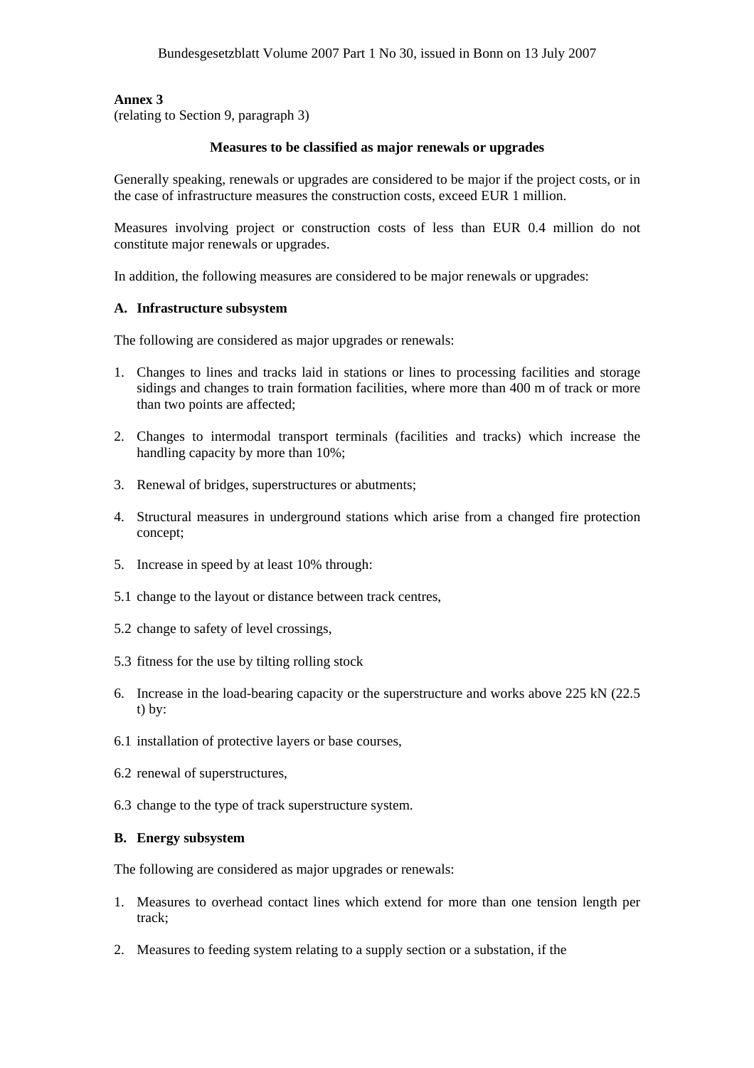**Annex 3**
(relating to Section 9, paragraph 3)

**Measures to be classified as major renewals or upgrades**

Generally speaking, renewals or upgrades are considered to be major if the project costs, or in the case of infrastructure measures the construction costs, exceed EUR 1 million.

Measures involving project or construction costs of less than EUR 0.4 million do not constitute major renewals or upgrades.

In addition, the following measures are considered to be major renewals or upgrades:

**A. Infrastructure subsystem**

The following are considered as major upgrades or renewals:

1. Changes to lines and tracks laid in stations or lines to processing facilities and storage sidings and changes to train formation facilities, where more than 400 m of track or more than two points are affected;

2. Changes to intermodal transport terminals (facilities and tracks) which increase the handling capacity by more than 10%;

3. Renewal of bridges, superstructures or abutments;

4. Structural measures in underground stations which arise from a changed fire protection concept;

5. Increase in speed by at least 10% through:

5.1 change to the layout or distance between track centres,

5.2 change to safety of level crossings,

5.3 fitness for the use by tilting rolling stock

6. Increase in the load-bearing capacity or the superstructure and works above 225 kN (22.5 t) by:

6.1 installation of protective layers or base courses,

6.2 renewal of superstructures,

6.3 change to the type of track superstructure system.

**B. Energy subsystem**

The following are considered as major upgrades or renewals:

1. Measures to overhead contact lines which extend for more than one tension length per track;

2. Measures to feeding system relating to a supply section or a substation, if the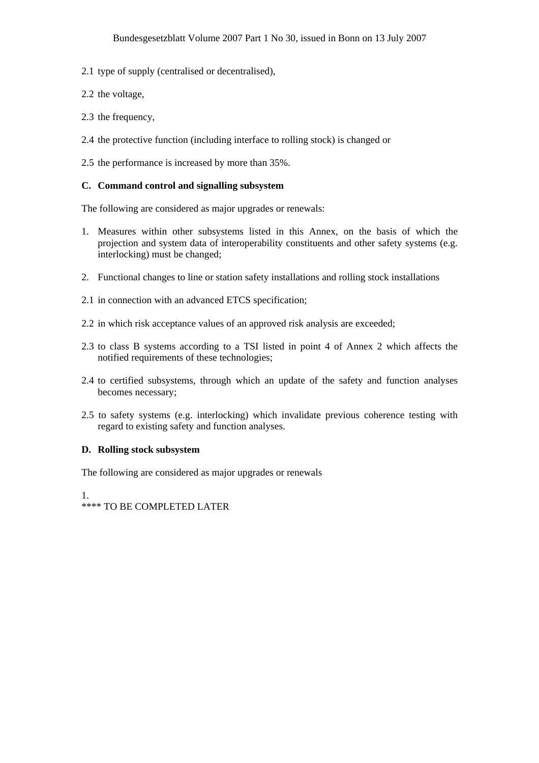2.1 type of supply (centralised or decentralised),

2.2 the voltage,

2.3 the frequency,

2.4 the protective function (including interface to rolling stock) is changed or

2.5 the performance is increased by more than 35%.

### C. Command control and signalling subsystem

The following are considered as major upgrades or renewals:

1. Measures within other subsystems listed in this Annex, on the basis of which the projection and system data of interoperability constituents and other safety systems (e.g. interlocking) must be changed;

2. Functional changes to line or station safety installations and rolling stock installations

2.1 in connection with an advanced ETCS specification;

2.2 in which risk acceptance values of an approved risk analysis are exceeded;

2.3 to class B systems according to a TSI listed in point 4 of Annex 2 which affects the notified requirements of these technologies;

2.4 to certified subsystems, through which an update of the safety and function analyses becomes necessary;

2.5 to safety systems (e.g. interlocking) which invalidate previous coherence testing with regard to existing safety and function analyses.

### D. Rolling stock subsystem

The following are considered as major upgrades or renewals

1.
**** TO BE COMPLETED LATER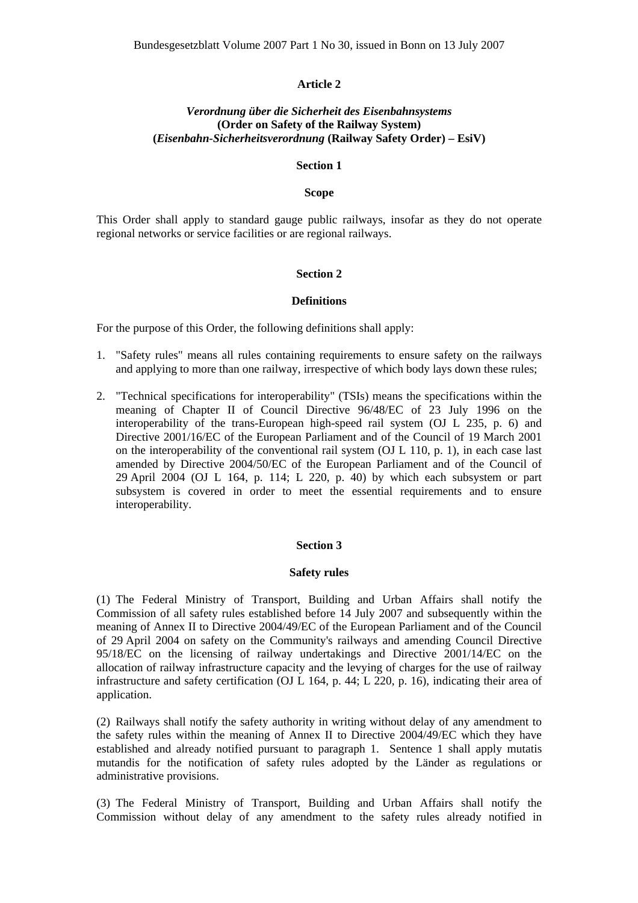## Article 2

### *Verordnung über die Sicherheit des Eisenbahnsystems* **(Order on Safety of the Railway System)** **(*Eisenbahn-Sicherheitsverordnung* (Railway Safety Order) – EsiV)**

### Section 1

#### Scope

This Order shall apply to standard gauge public railways, insofar as they do not operate regional networks or service facilities or are regional railways.

### Section 2

#### Definitions

For the purpose of this Order, the following definitions shall apply:

1. "Safety rules" means all rules containing requirements to ensure safety on the railways and applying to more than one railway, irrespective of which body lays down these rules;

2. "Technical specifications for interoperability" (TSIs) means the specifications within the meaning of Chapter II of Council Directive 96/48/EC of 23 July 1996 on the interoperability of the trans-European high-speed rail system (OJ L 235, p. 6) and Directive 2001/16/EC of the European Parliament and of the Council of 19 March 2001 on the interoperability of the conventional rail system (OJ L 110, p. 1), in each case last amended by Directive 2004/50/EC of the European Parliament and of the Council of 29 April 2004 (OJ L 164, p. 114; L 220, p. 40) by which each subsystem or part subsystem is covered in order to meet the essential requirements and to ensure interoperability.

### Section 3

#### Safety rules

(1) The Federal Ministry of Transport, Building and Urban Affairs shall notify the Commission of all safety rules established before 14 July 2007 and subsequently within the meaning of Annex II to Directive 2004/49/EC of the European Parliament and of the Council of 29 April 2004 on safety on the Community's railways and amending Council Directive 95/18/EC on the licensing of railway undertakings and Directive 2001/14/EC on the allocation of railway infrastructure capacity and the levying of charges for the use of railway infrastructure and safety certification (OJ L 164, p. 44; L 220, p. 16), indicating their area of application.

(2) Railways shall notify the safety authority in writing without delay of any amendment to the safety rules within the meaning of Annex II to Directive 2004/49/EC which they have established and already notified pursuant to paragraph 1. Sentence 1 shall apply mutatis mutandis for the notification of safety rules adopted by the Länder as regulations or administrative provisions.

(3) The Federal Ministry of Transport, Building and Urban Affairs shall notify the Commission without delay of any amendment to the safety rules already notified in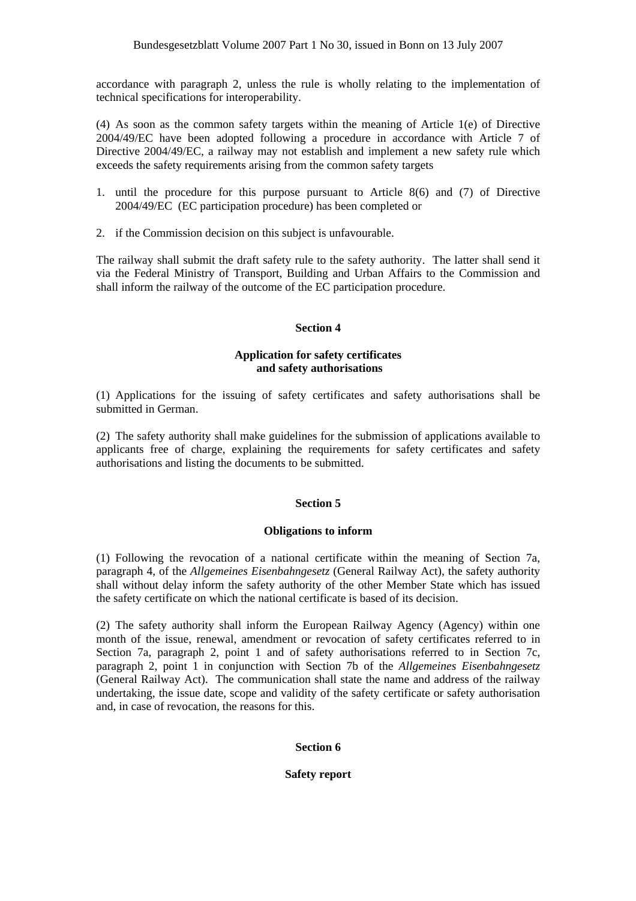accordance with paragraph 2, unless the rule is wholly relating to the implementation of technical specifications for interoperability.

(4) As soon as the common safety targets within the meaning of Article 1(e) of Directive 2004/49/EC have been adopted following a procedure in accordance with Article 7 of Directive 2004/49/EC, a railway may not establish and implement a new safety rule which exceeds the safety requirements arising from the common safety targets

1. until the procedure for this purpose pursuant to Article 8(6) and (7) of Directive 2004/49/EC (EC participation procedure) has been completed or
2. if the Commission decision on this subject is unfavourable.

The railway shall submit the draft safety rule to the safety authority. The latter shall send it via the Federal Ministry of Transport, Building and Urban Affairs to the Commission and shall inform the railway of the outcome of the EC participation procedure.

## Section 4

### Application for safety certificates and safety authorisations

(1) Applications for the issuing of safety certificates and safety authorisations shall be submitted in German.

(2) The safety authority shall make guidelines for the submission of applications available to applicants free of charge, explaining the requirements for safety certificates and safety authorisations and listing the documents to be submitted.

## Section 5

### Obligations to inform

(1) Following the revocation of a national certificate within the meaning of Section 7a, paragraph 4, of the *Allgemeines Eisenbahngesetz* (General Railway Act), the safety authority shall without delay inform the safety authority of the other Member State which has issued the safety certificate on which the national certificate is based of its decision.

(2) The safety authority shall inform the European Railway Agency (Agency) within one month of the issue, renewal, amendment or revocation of safety certificates referred to in Section 7a, paragraph 2, point 1 and of safety authorisations referred to in Section 7c, paragraph 2, point 1 in conjunction with Section 7b of the *Allgemeines Eisenbahngesetz* (General Railway Act). The communication shall state the name and address of the railway undertaking, the issue date, scope and validity of the safety certificate or safety authorisation and, in case of revocation, the reasons for this.

## Section 6

### Safety report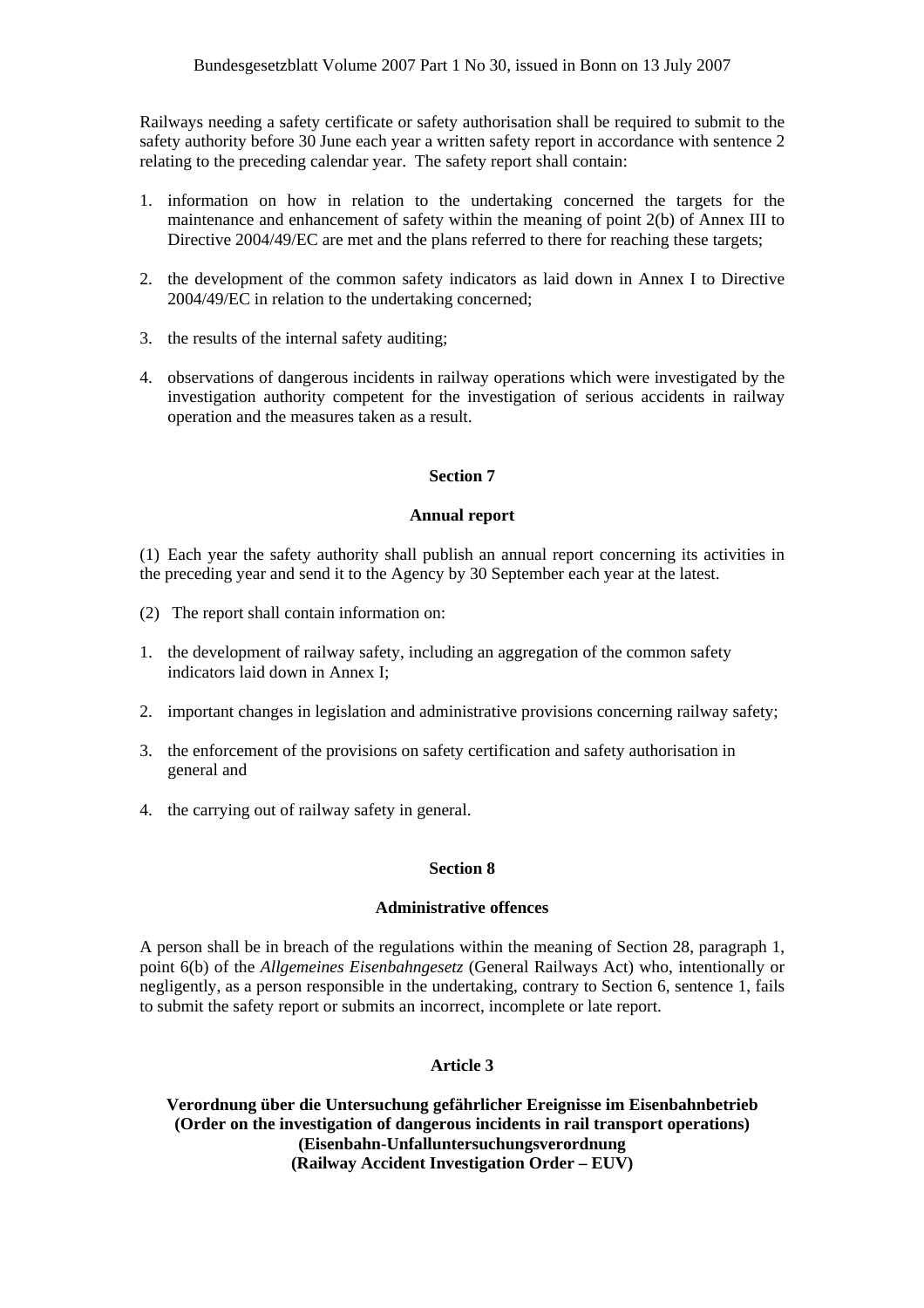Railways needing a safety certificate or safety authorisation shall be required to submit to the safety authority before 30 June each year a written safety report in accordance with sentence 2 relating to the preceding calendar year. The safety report shall contain:

1. information on how in relation to the undertaking concerned the targets for the maintenance and enhancement of safety within the meaning of point 2(b) of Annex III to Directive 2004/49/EC are met and the plans referred to there for reaching these targets;

2. the development of the common safety indicators as laid down in Annex I to Directive 2004/49/EC in relation to the undertaking concerned;

3. the results of the internal safety auditing;

4. observations of dangerous incidents in railway operations which were investigated by the investigation authority competent for the investigation of serious accidents in railway operation and the measures taken as a result.

### Section 7

### Annual report

(1) Each year the safety authority shall publish an annual report concerning its activities in the preceding year and send it to the Agency by 30 September each year at the latest.

(2) The report shall contain information on:

1. the development of railway safety, including an aggregation of the common safety indicators laid down in Annex I;

2. important changes in legislation and administrative provisions concerning railway safety;

3. the enforcement of the provisions on safety certification and safety authorisation in general and

4. the carrying out of railway safety in general.

### Section 8

### Administrative offences

A person shall be in breach of the regulations within the meaning of Section 28, paragraph 1, point 6(b) of the *Allgemeines Eisenbahngesetz* (General Railways Act) who, intentionally or negligently, as a person responsible in the undertaking, contrary to Section 6, sentence 1, fails to submit the safety report or submits an incorrect, incomplete or late report.

## Article 3

**Verordnung über die Untersuchung gefährlicher Ereignisse im Eisenbahnbetrieb (Order on the investigation of dangerous incidents in rail transport operations) (Eisenbahn-Unfalluntersuchungsverordnung (Railway Accident Investigation Order – EUV)**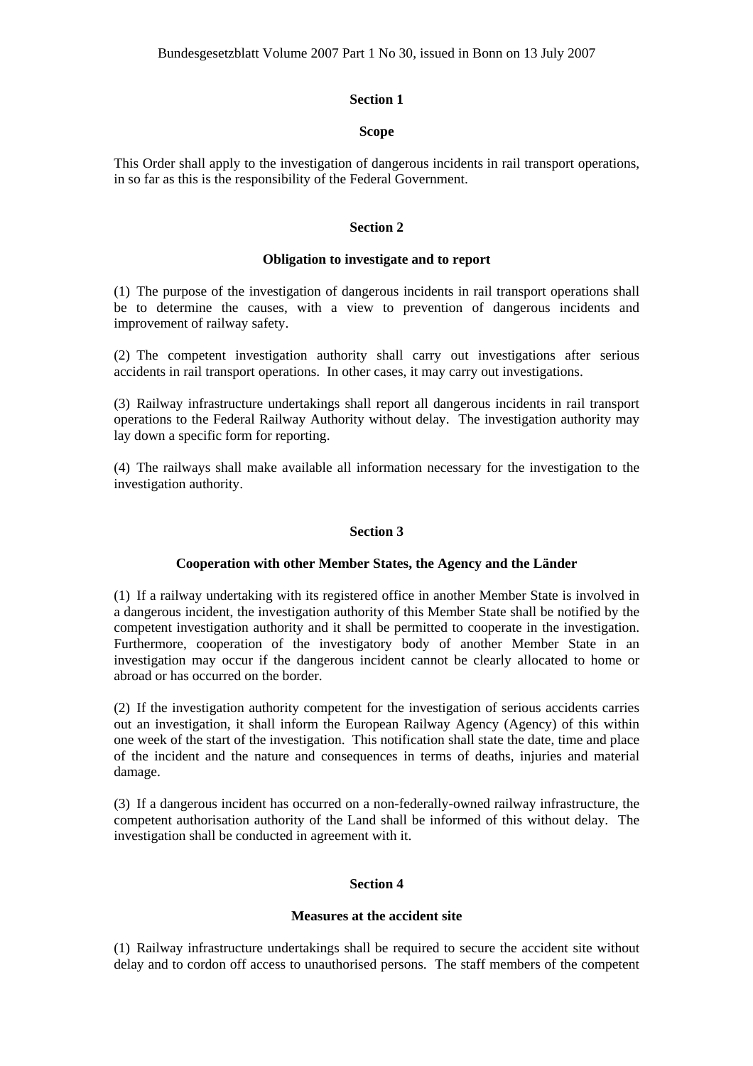### Section 1

#### Scope

This Order shall apply to the investigation of dangerous incidents in rail transport operations, in so far as this is the responsibility of the Federal Government.

### Section 2

#### Obligation to investigate and to report

(1) The purpose of the investigation of dangerous incidents in rail transport operations shall be to determine the causes, with a view to prevention of dangerous incidents and improvement of railway safety.

(2) The competent investigation authority shall carry out investigations after serious accidents in rail transport operations. In other cases, it may carry out investigations.

(3) Railway infrastructure undertakings shall report all dangerous incidents in rail transport operations to the Federal Railway Authority without delay. The investigation authority may lay down a specific form for reporting.

(4) The railways shall make available all information necessary for the investigation to the investigation authority.

### Section 3

#### Cooperation with other Member States, the Agency and the Länder

(1) If a railway undertaking with its registered office in another Member State is involved in a dangerous incident, the investigation authority of this Member State shall be notified by the competent investigation authority and it shall be permitted to cooperate in the investigation. Furthermore, cooperation of the investigatory body of another Member State in an investigation may occur if the dangerous incident cannot be clearly allocated to home or abroad or has occurred on the border.

(2) If the investigation authority competent for the investigation of serious accidents carries out an investigation, it shall inform the European Railway Agency (Agency) of this within one week of the start of the investigation. This notification shall state the date, time and place of the incident and the nature and consequences in terms of deaths, injuries and material damage.

(3) If a dangerous incident has occurred on a non-federally-owned railway infrastructure, the competent authorisation authority of the Land shall be informed of this without delay. The investigation shall be conducted in agreement with it.

### Section 4

#### Measures at the accident site

(1) Railway infrastructure undertakings shall be required to secure the accident site without delay and to cordon off access to unauthorised persons. The staff members of the competent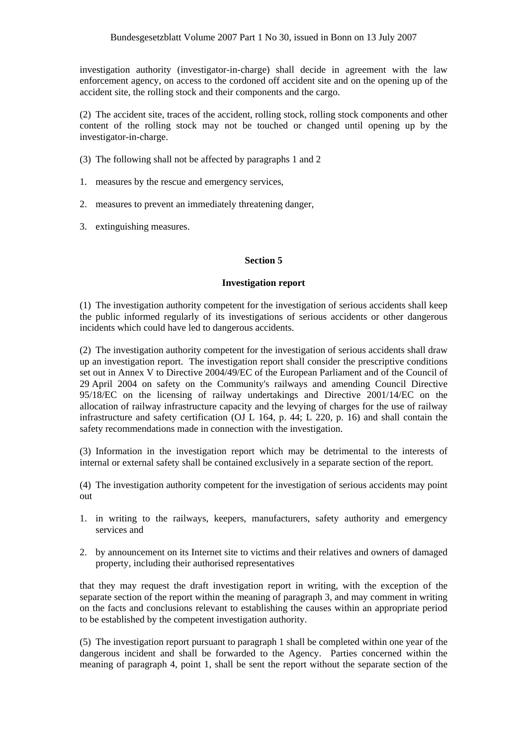investigation authority (investigator-in-charge) shall decide in agreement with the law enforcement agency, on access to the cordoned off accident site and on the opening up of the accident site, the rolling stock and their components and the cargo.

(2) The accident site, traces of the accident, rolling stock, rolling stock components and other content of the rolling stock may not be touched or changed until opening up by the investigator-in-charge.

(3) The following shall not be affected by paragraphs 1 and 2

1. measures by the rescue and emergency services,

2. measures to prevent an immediately threatening danger,

3. extinguishing measures.

**Section 5**

**Investigation report**

(1) The investigation authority competent for the investigation of serious accidents shall keep the public informed regularly of its investigations of serious accidents or other dangerous incidents which could have led to dangerous accidents.

(2) The investigation authority competent for the investigation of serious accidents shall draw up an investigation report. The investigation report shall consider the prescriptive conditions set out in Annex V to Directive 2004/49/EC of the European Parliament and of the Council of 29 April 2004 on safety on the Community's railways and amending Council Directive 95/18/EC on the licensing of railway undertakings and Directive 2001/14/EC on the allocation of railway infrastructure capacity and the levying of charges for the use of railway infrastructure and safety certification (OJ L 164, p. 44; L 220, p. 16) and shall contain the safety recommendations made in connection with the investigation.

(3) Information in the investigation report which may be detrimental to the interests of internal or external safety shall be contained exclusively in a separate section of the report.

(4) The investigation authority competent for the investigation of serious accidents may point out

1. in writing to the railways, keepers, manufacturers, safety authority and emergency services and

2. by announcement on its Internet site to victims and their relatives and owners of damaged property, including their authorised representatives

that they may request the draft investigation report in writing, with the exception of the separate section of the report within the meaning of paragraph 3, and may comment in writing on the facts and conclusions relevant to establishing the causes within an appropriate period to be established by the competent investigation authority.

(5) The investigation report pursuant to paragraph 1 shall be completed within one year of the dangerous incident and shall be forwarded to the Agency. Parties concerned within the meaning of paragraph 4, point 1, shall be sent the report without the separate section of the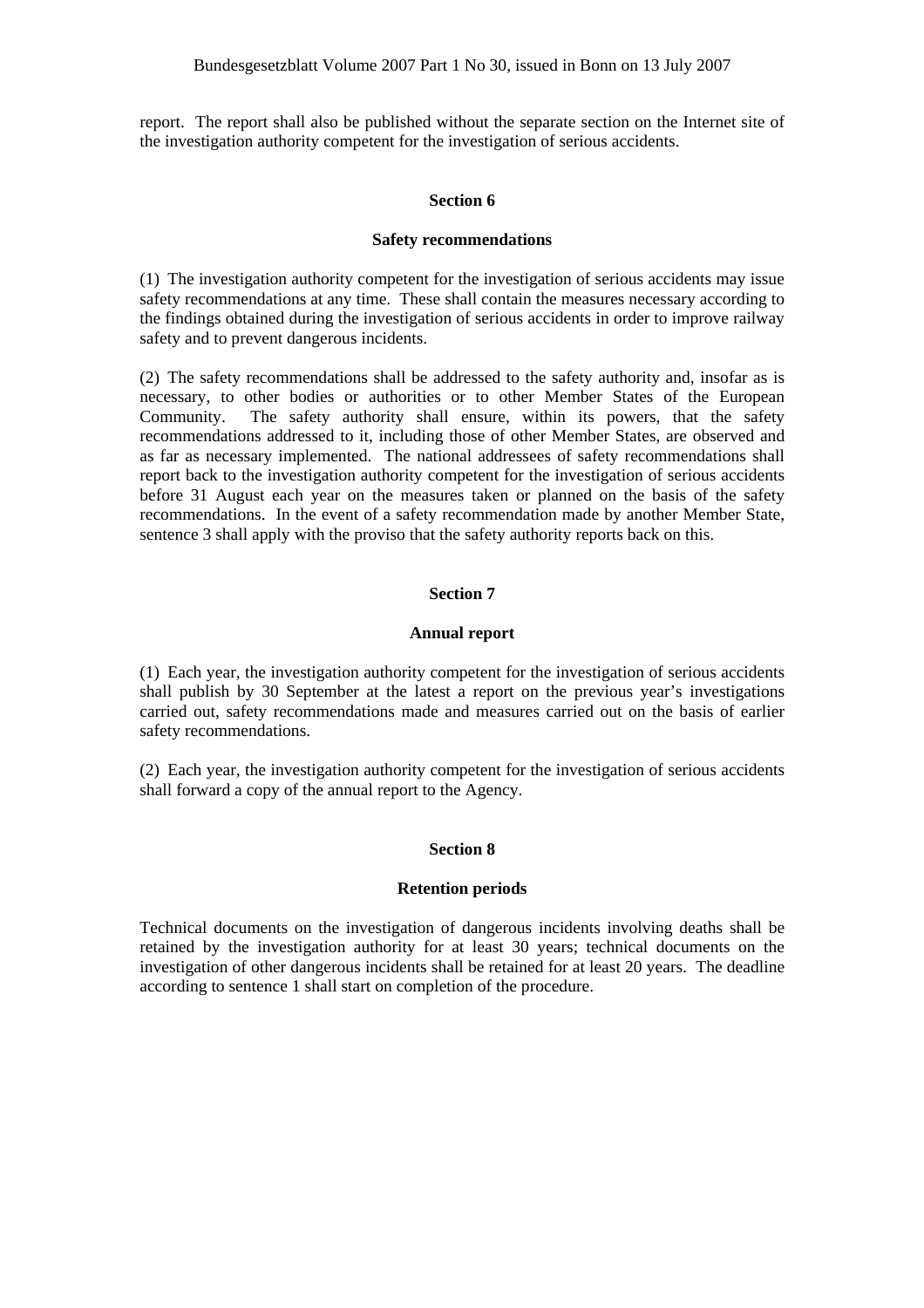report. The report shall also be published without the separate section on the Internet site of the investigation authority competent for the investigation of serious accidents.

### Section 6

### Safety recommendations

(1) The investigation authority competent for the investigation of serious accidents may issue safety recommendations at any time. These shall contain the measures necessary according to the findings obtained during the investigation of serious accidents in order to improve railway safety and to prevent dangerous incidents.

(2) The safety recommendations shall be addressed to the safety authority and, insofar as is necessary, to other bodies or authorities or to other Member States of the European Community. The safety authority shall ensure, within its powers, that the safety recommendations addressed to it, including those of other Member States, are observed and as far as necessary implemented. The national addressees of safety recommendations shall report back to the investigation authority competent for the investigation of serious accidents before 31 August each year on the measures taken or planned on the basis of the safety recommendations. In the event of a safety recommendation made by another Member State, sentence 3 shall apply with the proviso that the safety authority reports back on this.

### Section 7

### Annual report

(1) Each year, the investigation authority competent for the investigation of serious accidents shall publish by 30 September at the latest a report on the previous year's investigations carried out, safety recommendations made and measures carried out on the basis of earlier safety recommendations.

(2) Each year, the investigation authority competent for the investigation of serious accidents shall forward a copy of the annual report to the Agency.

### Section 8

### Retention periods

Technical documents on the investigation of dangerous incidents involving deaths shall be retained by the investigation authority for at least 30 years; technical documents on the investigation of other dangerous incidents shall be retained for at least 20 years. The deadline according to sentence 1 shall start on completion of the procedure.